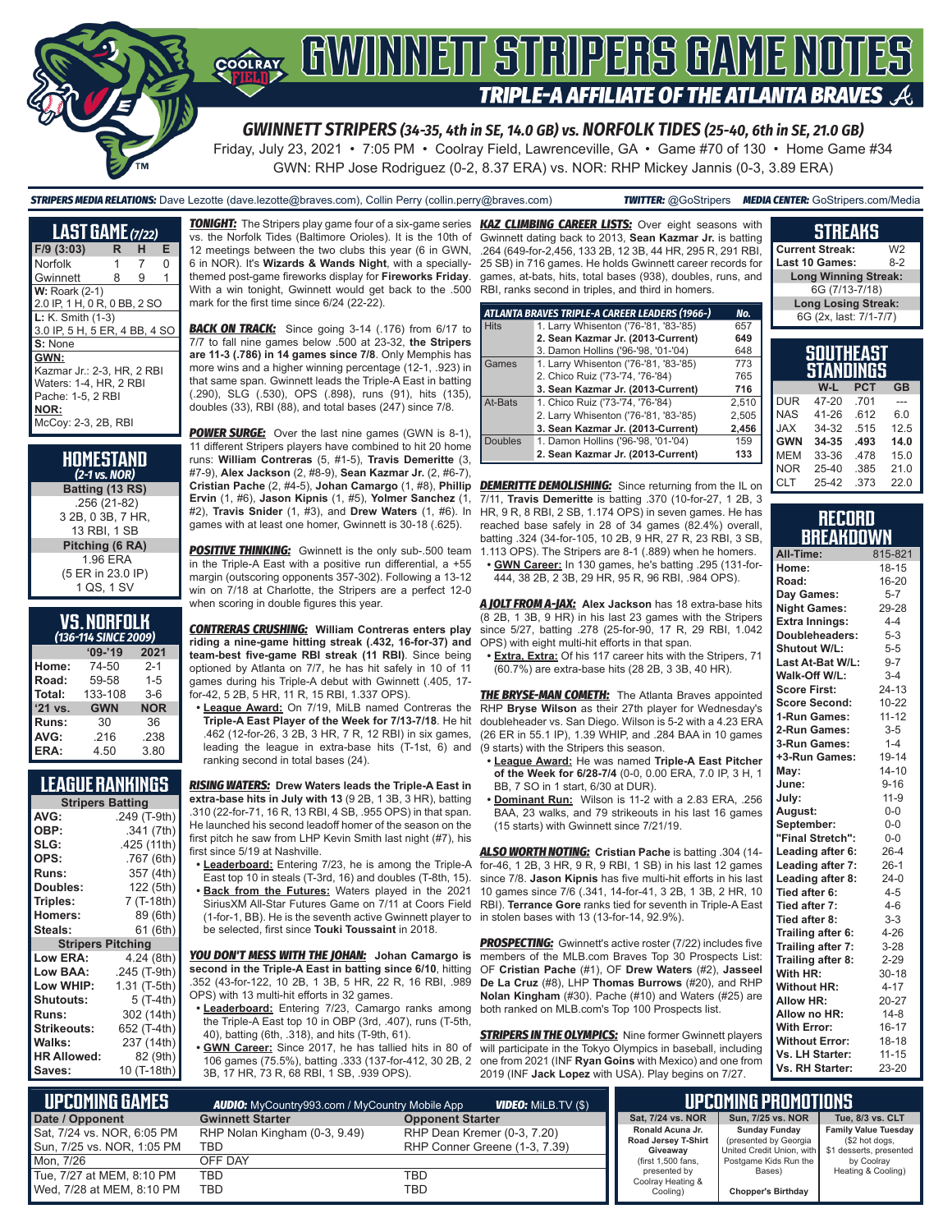# GWINNETT STRIPERS GAME NOTES

## TRIPLE-A AFFILIATE OF THE ATLANTA BRAVES

### GWINNETT STRIPERS (34-35, 4th in SE, 14.0 GB) vs. NORFOLK TIDES (25-40, 6th in SE, 21.0 GB)

Friday, July 23, 2021 • 7:05 PM • Coolray Field, Lawrenceville, GA • Game #70 of 130 • Home Game #34

GWN: RHP Jose Rodriguez (0-2, 8.37 ERA) vs. NOR: RHP Mickey Jannis (0-3, 3.89 ERA)

**STRIPERS MEDIA RELATIONS:** Dave Lezotte (dave.lezotte@braves.com), Collin Perry (collin.perry@braves.com) **TWITTER:** @GoStripers **MEDIA CENTER:** GoStripers.com/Media

## LAST GAME (7/22)

| F/9 (3:03) | R | H | E |
|---|---|---|---|
| Norfolk | 1 | 7 | 0 |
| Gwinnett | 8 | 9 | 1 |

**W:** Roark (2-1)
2.0 IP, 1 H, 0 R, 0 BB, 2 SO

**L:** K. Smith (1-3)
3.0 IP, 5 H, 5 ER, 4 BB, 4 SO

**S:** None

**GWN:**
Kazmar Jr.: 2-3, HR, 2 RBI
Waters: 1-4, HR, 2 RBI
Pache: 1-5, 2 RBI

**NOR:**
McCoy: 2-3, 2B, RBI

## HOMESTAND
*(2-1 vs. NOR)*

**Batting (13 RS)**
.256 (21-82)
3 2B, 0 3B, 7 HR,
13 RBI, 1 SB

**Pitching (6 RA)**
1.96 ERA
(5 ER in 23.0 IP)
1 QS, 1 SV

## VS. NORFOLK
*(136-114 SINCE 2009)*

| | '09-'19 | 2021 |
|---|---|---|
| Home: | 74-50 | 2-1 |
| Road: | 59-58 | 1-5 |
| Total: | 133-108 | 3-6 |
| '21 vs. | GWN | NOR |
| Runs: | 30 | 36 |
| AVG: | .216 | .238 |
| ERA: | 4.50 | 3.80 |

## LEAGUE RANKINGS

| Stripers Batting | |
|---|---|
| AVG: | .249 (T-9th) |
| OBP: | .341 (7th) |
| SLG: | .425 (11th) |
| OPS: | .767 (6th) |
| Runs: | 357 (4th) |
| Doubles: | 122 (5th) |
| Triples: | 7 (T-18th) |
| Homers: | 89 (6th) |
| Steals: | 61 (6th) |
| **Stripers Pitching** | |
| Low ERA: | 4.24 (8th) |
| Low BAA: | .245 (T-9th) |
| Low WHIP: | 1.31 (T-5th) |
| Shutouts: | 5 (T-4th) |
| Runs: | 302 (14th) |
| Strikeouts: | 652 (T-4th) |
| Walks: | 237 (14th) |
| HR Allowed: | 82 (9th) |
| Saves: | 10 (T-18th) |

***TONIGHT:*** The Stripers play game four of a six-game series vs. the Norfolk Tides (Baltimore Orioles). It is the 10th of 12 meetings between the two clubs this year (6 in GWN, 6 in NOR). It's **Wizards & Wands Night**, with a specially-themed post-game fireworks display for **Fireworks Friday**. With a win tonight, Gwinnett would get back to the .500 mark for the first time since 6/24 (22-22).

***BACK ON TRACK:*** Since going 3-14 (.176) from 6/17 to 7/7 to fall nine games below .500 at 23-32, **the Stripers are 11-3 (.786) in 14 games since 7/8**. Only Memphis has more wins and a higher winning percentage (12-1, .923) in that same span. Gwinnett leads the Triple-A East in batting (.290), SLG (.530), OPS (.898), runs (91), hits (135), doubles (33), RBI (88), and total bases (247) since 7/8.

***POWER SURGE:*** Over the last nine games (GWN is 8-1), 11 different Stripers players have combined to hit 20 home runs: **William Contreras** (5, #1-5), **Travis Demeritte** (3, #7-9), **Alex Jackson** (2, #8-9), **Sean Kazmar Jr.** (2, #6-7), **Cristian Pache** (2, #4-5), **Johan Camargo** (1, #8), **Phillip Ervin** (1, #6), **Jason Kipnis** (1, #5), **Yolmer Sanchez** (1, #2), **Travis Snider** (1, #3), and **Drew Waters** (1, #6). In games with at least one homer, Gwinnett is 30-18 (.625).

***POSITIVE THINKING:*** Gwinnett is the only sub-.500 team in the Triple-A East with a positive run differential, a +55 margin (outscoring opponents 357-302). Following a 13-12 win on 7/18 at Charlotte, the Stripers are a perfect 12-0 when scoring in double figures this year.

***CONTRERAS CRUSHING:*** **William Contreras enters play riding a nine-game hitting streak (.432, 16-for-37) and team-best five-game RBI streak (11 RBI)**. Since being optioned by Atlanta on 7/7, he has hit safely in 10 of 11 games during his Triple-A debut with Gwinnett (.405, 17-for-42, 5 2B, 5 HR, 11 R, 15 RBI, 1.337 OPS).

- **League Award:** On 7/19, MiLB named Contreras the **Triple-A East Player of the Week for 7/13-7/18**. He hit .462 (12-for-26, 3 2B, 3 HR, 7 R, 12 RBI) in six games, leading the league in extra-base hits (T-1st, 6) and ranking second in total bases (24).

***RISING WATERS:*** **Drew Waters leads the Triple-A East in extra-base hits in July with 13** (9 2B, 1 3B, 3 HR), batting .310 (22-for-71, 16 R, 13 RBI, 4 SB, .955 OPS) in that span. He launched his second leadoff homer of the season on the first pitch he saw from LHP Kevin Smith last night (#7), his first since 5/19 at Nashville.

- **Leaderboard:** Entering 7/23, he is among the Triple-A East top 10 in steals (T-3rd, 16) and doubles (T-8th, 15).
- **Back from the Futures:** Waters played in the 2021 SiriusXM All-Star Futures Game on 7/11 at Coors Field (1-for-1, BB). He is the seventh active Gwinnett player to be selected, first since **Touki Toussaint** in 2018.

***YOU DON'T MESS WITH THE JOHAN:*** **Johan Camargo is second in the Triple-A East in batting since 6/10**, hitting .352 (43-for-122, 10 2B, 1 3B, 5 HR, 22 R, 16 RBI, .989 OPS) with 13 multi-hit efforts in 32 games.

- **Leaderboard:** Entering 7/23, Camargo ranks among the Triple-A East top 10 in OBP (3rd, .407), runs (T-5th, 40), batting (6th, .318), and hits (T-9th, 61).
- **GWN Career:** Since 2017, he has tallied hits in 80 of 106 games (75.5%), batting .333 (137-for-412, 30 2B, 2 3B, 17 HR, 73 R, 68 RBI, 1 SB, .939 OPS).

***KAZ CLIMBING CAREER LISTS:*** Over eight seasons with Gwinnett dating back to 2013, **Sean Kazmar Jr.** is batting .264 (649-for-2,456, 133 2B, 12 3B, 44 HR, 295 R, 291 RBI, 25 SB) in 716 games. He holds Gwinnett career records for games, at-bats, hits, total bases (938), doubles, runs, and RBI, ranks second in triples, and third in homers.

| ATLANTA BRAVES TRIPLE-A CAREER LEADERS (1966-) | | No. |
|---|---|---|
| Hits | 1. Larry Whisenton ('76-'81, '83-'85) | 657 |
| | **2. Sean Kazmar Jr. (2013-Current)** | **649** |
| | 3. Damon Hollins ('96-'98, '01-'04) | 648 |
| Games | 1. Larry Whisenton ('76-'81, '83-'85) | 773 |
| | 2. Chico Ruiz ('73-'74, '76-'84) | 765 |
| | **3. Sean Kazmar Jr. (2013-Current)** | **716** |
| At-Bats | 1. Chico Ruiz ('73-'74, '76-'84) | 2,510 |
| | 2. Larry Whisenton ('76-'81, '83-'85) | 2,505 |
| | **3. Sean Kazmar Jr. (2013-Current)** | **2,456** |
| Doubles | 1. Damon Hollins ('96-'98, '01-'04) | 159 |
| | **2. Sean Kazmar Jr. (2013-Current)** | **133** |

***DEMERITTE DEMOLISHING:*** Since returning from the IL on 7/11, **Travis Demeritte** is batting .370 (10-for-27, 1 2B, 3 HR, 9 R, 8 RBI, 2 SB, 1.174 OPS) in seven games. He has reached base safely in 28 of 34 games (82.4%) overall, batting .324 (34-for-105, 10 2B, 9 HR, 27 R, 23 RBI, 3 SB, 1.113 OPS). The Stripers are 8-1 (.889) when he homers.

- **GWN Career:** In 130 games, he's batting .295 (131-for-444, 38 2B, 2 3B, 29 HR, 95 R, 96 RBI, .984 OPS).

***A JOLT FROM A-JAX:*** **Alex Jackson** has 18 extra-base hits (8 2B, 1 3B, 9 HR) in his last 23 games with the Stripers since 5/27, batting .278 (25-for-90, 17 R, 29 RBI, 1.042 OPS) with eight multi-hit efforts in that span.

- **Extra, Extra:** Of his 117 career hits with the Stripers, 71 (60.7%) are extra-base hits (28 2B, 3 3B, 40 HR).

***THE BRYSE-MAN COMETH:*** The Atlanta Braves appointed RHP **Bryse Wilson** as their 27th player for Wednesday's doubleheader vs. San Diego. Wilson is 5-2 with a 4.23 ERA (26 ER in 55.1 IP), 1.39 WHIP, and .284 BAA in 10 games (9 starts) with the Stripers this season.

- **League Award:** He was named **Triple-A East Pitcher of the Week for 6/28-7/4** (0-0, 0.00 ERA, 7.0 IP, 3 H, 1 BB, 7 SO in 1 start, 6/30 at DUR).
- **Dominant Run:** Wilson is 11-2 with a 2.83 ERA, .256 BAA, 23 walks, and 79 strikeouts in his last 16 games (15 starts) with Gwinnett since 7/21/19.

***ALSO WORTH NOTING:*** **Cristian Pache** is batting .304 (14-for-46, 1 2B, 3 HR, 9 R, 9 RBI, 1 SB) in his last 12 games since 7/8. **Jason Kipnis** has five multi-hit efforts in his last 10 games since 7/6 (.341, 14-for-41, 3 2B, 1 3B, 2 HR, 10 RBI). **Terrance Gore** ranks tied for seventh in Triple-A East in stolen bases with 13 (13-for-14, 92.9%).

***PROSPECTING:*** Gwinnett's active roster (7/22) includes five members of the MLB.com Braves Top 30 Prospects List: OF **Cristian Pache** (#1), OF **Drew Waters** (#2), **Jasseel De La Cruz** (#8), LHP **Thomas Burrows** (#20), and RHP **Nolan Kingham** (#30). Pache (#10) and Waters (#25) are both ranked on MLB.com's Top 100 Prospects list.

***STRIPERS IN THE OLYMPICS:*** Nine former Gwinnett players will participate in the Tokyo Olympics in baseball, including one from 2021 (INF **Ryan Goins** with Mexico) and one from 2019 (INF **Jack Lopez** with USA). Play begins on 7/27.

## STREAKS

| | |
|---|---|
| Current Streak: | W2 |
| Last 10 Games: | 8-2 |
| **Long Winning Streak:** | |
| 6G (7/13-7/18) | |
| **Long Losing Streak:** | |
| 6G (2x, last: 7/1-7/7) | |

## SOUTHEAST STANDINGS

| | W-L | PCT | GB |
|---|---|---|---|
| DUR | 47-20 | .701 | --- |
| NAS | 41-26 | .612 | 6.0 |
| JAX | 34-32 | .515 | 12.5 |
| **GWN** | **34-35** | **.493** | **14.0** |
| MEM | 33-36 | .478 | 15.0 |
| NOR | 25-40 | .385 | 21.0 |
| CLT | 25-42 | .373 | 22.0 |

## RECORD BREAKDOWN

| | |
|---|---|
| All-Time: | 815-821 |
| Home: | 18-15 |
| Road: | 16-20 |
| Day Games: | 5-7 |
| Night Games: | 29-28 |
| Extra Innings: | 4-4 |
| Doubleheaders: | 5-3 |
| Shutout W/L: | 5-5 |
| Last At-Bat W/L: | 9-7 |
| Walk-Off W/L: | 3-4 |
| Score First: | 24-13 |
| Score Second: | 10-22 |
| 1-Run Games: | 11-12 |
| 2-Run Games: | 3-5 |
| 3-Run Games: | 1-4 |
| +3-Run Games: | 19-14 |
| May: | 14-10 |
| June: | 9-16 |
| July: | 11-9 |
| August: | 0-0 |
| September: | 0-0 |
| "Final Stretch": | 0-0 |
| Leading after 6: | 26-4 |
| Leading after 7: | 26-1 |
| Leading after 8: | 24-0 |
| Tied after 6: | 4-5 |
| Tied after 7: | 4-6 |
| Tied after 8: | 3-3 |
| Trailing after 6: | 4-26 |
| Trailing after 7: | 3-28 |
| Trailing after 8: | 2-29 |
| With HR: | 30-18 |
| Without HR: | 4-17 |
| Allow HR: | 20-27 |
| Allow no HR: | 14-8 |
| With Error: | 16-17 |
| Without Error: | 18-18 |
| Vs. LH Starter: | 11-15 |
| Vs. RH Starter: | 23-20 |

## UPCOMING GAMES

**AUDIO:** MyCountry993.com / MyCountry Mobile App **VIDEO:** MiLB.TV ($)

| Date / Opponent | Gwinnett Starter | Opponent Starter |
|---|---|---|
| Sat, 7/24 vs. NOR, 6:05 PM | RHP Nolan Kingham (0-3, 9.49) | RHP Dean Kremer (0-3, 7.20) |
| Sun, 7/25 vs. NOR, 1:05 PM | TBD | RHP Conner Greene (1-3, 7.39) |
| Mon, 7/26 | OFF DAY | |
| Tue, 7/27 at MEM, 8:10 PM | TBD | TBD |
| Wed, 7/28 at MEM, 8:10 PM | TBD | TBD |

## UPCOMING PROMOTIONS

| Sat, 7/24 vs. NOR | Sun, 7/25 vs. NOR | Tue, 8/3 vs. CLT |
|---|---|---|
| **Ronald Acuna Jr. Road Jersey T-Shirt Giveaway** (first 1,500 fans, presented by Coolray Heating & Cooling) | **Sunday Funday** (presented by Georgia United Credit Union, with Postgame Kids Run the Bases) **Chopper's Birthday** | **Family Value Tuesday** ($2 hot dogs, $1 desserts, presented by Coolray Heating & Cooling) |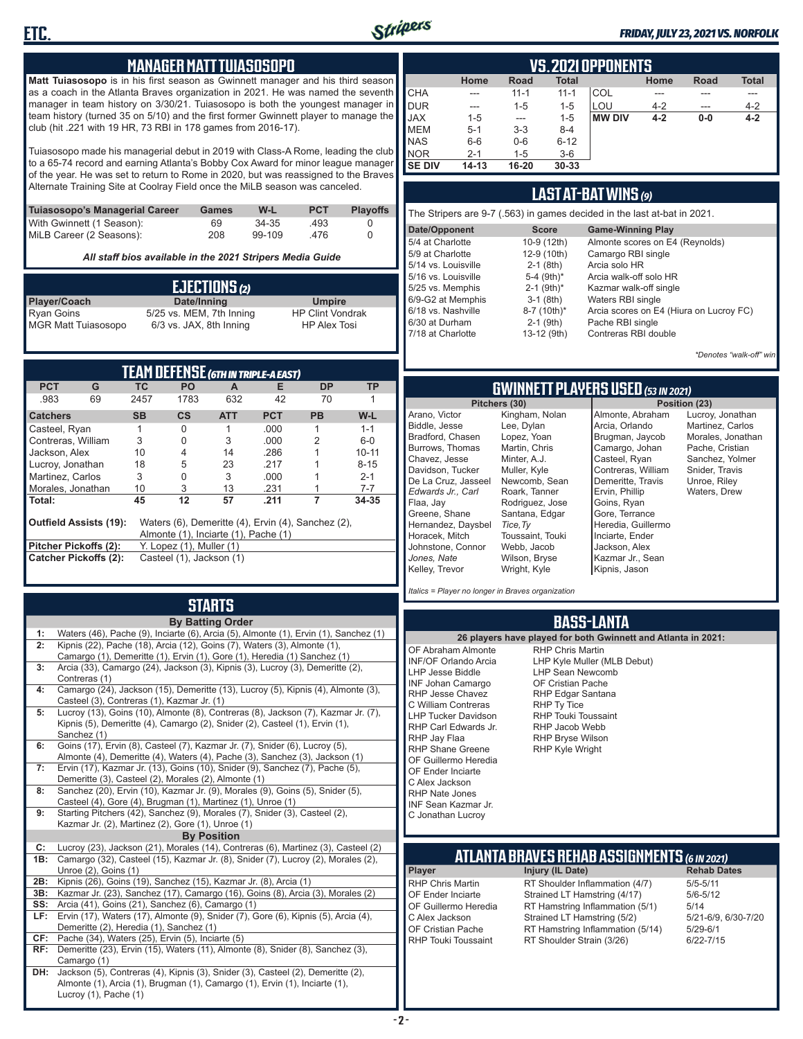## MANAGER MATT TUIASOSOPO

**Matt Tuiasosopo** is in his first season as Gwinnett manager and his third season as a coach in the Atlanta Braves organization in 2021. He was named the seventh manager in team history on 3/30/21. Tuiasosopo is both the youngest manager in team history (turned 35 on 5/10) and the first former Gwinnett player to manage the club (hit .221 with 19 HR, 73 RBI in 178 games from 2016-17).

Tuiasosopo made his managerial debut in 2019 with Class-A Rome, leading the club to a 65-74 record and earning Atlanta's Bobby Cox Award for minor league manager of the year. He was set to return to Rome in 2020, but was reassigned to the Braves Alternate Training Site at Coolray Field once the MiLB season was canceled.

| Tuiasosopo's Managerial Career | Games | W-L | PCT | Playoffs |
|---|---|---|---|---|
| With Gwinnett (1 Season): | 69 | 34-35 | .493 | 0 |
| MiLB Career (2 Seasons): | 208 | 99-109 | .476 | 0 |

*All staff bios available in the 2021 Stripers Media Guide*

## EJECTIONS (2)

| Player/Coach | Date/Inning | Umpire |
|---|---|---|
| Ryan Goins | 5/25 vs. MEM, 7th Inning | HP Clint Vondrak |
| MGR Matt Tuiasosopo | 6/3 vs. JAX, 8th Inning | HP Alex Tosi |

## TEAM DEFENSE (6TH IN TRIPLE-A EAST)

| PCT | G | TC | PO | A | E | DP | TP |
|---|---|---|---|---|---|---|---|
| .983 | 69 | 2457 | 1783 | 632 | 42 | 70 | 1 |

| Catchers | SB | CS | ATT | PCT | PB | W-L |
|---|---|---|---|---|---|---|
| Casteel, Ryan | 1 | 0 | 1 | .000 | 1 | 1-1 |
| Contreras, William | 3 | 0 | 3 | .000 | 2 | 6-0 |
| Jackson, Alex | 10 | 4 | 14 | .286 | 1 | 10-11 |
| Lucroy, Jonathan | 18 | 5 | 23 | .217 | 1 | 8-15 |
| Martinez, Carlos | 3 | 0 | 3 | .000 | 1 | 2-1 |
| Morales, Jonathan | 10 | 3 | 13 | .231 | 1 | 7-7 |
| **Total:** | **45** | **12** | **57** | **.211** | **7** | **34-35** |

**Outfield Assists (19):** Waters (6), Demeritte (4), Ervin (4), Sanchez (2), Almonte (1), Inciarte (1), Pache (1)

**Pitcher Pickoffs (2):** Y. Lopez (1), Muller (1)

**Catcher Pickoffs (2):** Casteel (1), Jackson (1)

## STARTS

**By Batting Order**

| | |
|---|---|
| 1: | Waters (46), Pache (9), Inciarte (6), Arcia (5), Almonte (1), Ervin (1), Sanchez (1) |
| 2: | Kipnis (22), Pache (18), Arcia (12), Goins (7), Waters (3), Almonte (1), Camargo (1), Demeritte (1), Ervin (1), Gore (1), Heredia (1) Sanchez (1) |
| 3: | Arcia (33), Camargo (24), Jackson (3), Kipnis (3), Lucroy (3), Demeritte (2), Contreras (1) |
| 4: | Camargo (24), Jackson (15), Demeritte (13), Lucroy (5), Kipnis (4), Almonte (3), Casteel (3), Contreras (1), Kazmar Jr. (1) |
| 5: | Lucroy (13), Goins (10), Almonte (8), Contreras (8), Jackson (7), Kazmar Jr. (7), Kipnis (5), Demeritte (4), Camargo (2), Snider (2), Casteel (1), Ervin (1), Sanchez (1) |
| 6: | Goins (17), Ervin (8), Casteel (7), Kazmar Jr. (7), Snider (6), Lucroy (5), Almonte (4), Demeritte (4), Waters (4), Pache (3), Sanchez (3), Jackson (1) |
| 7: | Ervin (17), Kazmar Jr. (13), Goins (10), Snider (9), Sanchez (7), Pache (5), Demeritte (3), Casteel (2), Morales (2), Almonte (1) |
| 8: | Sanchez (20), Ervin (10), Kazmar Jr. (9), Morales (9), Goins (5), Snider (5), Casteel (4), Gore (4), Brugman (1), Martinez (1), Unroe (1) |
| 9: | Starting Pitchers (42), Sanchez (9), Morales (7), Snider (3), Casteel (2), Kazmar Jr. (2), Martinez (2), Gore (1), Unroe (1) |

**By Position**

| | |
|---|---|
| C: | Lucroy (23), Jackson (21), Morales (14), Contreras (6), Martinez (3), Casteel (2) |
| 1B: | Camargo (32), Casteel (15), Kazmar Jr. (8), Snider (7), Lucroy (2), Morales (2), Unroe (2), Goins (1) |
| 2B: | Kipnis (26), Goins (19), Sanchez (15), Kazmar Jr. (8), Arcia (1) |
| 3B: | Kazmar Jr. (23), Sanchez (17), Camargo (16), Goins (8), Arcia (3), Morales (2) |
| SS: | Arcia (41), Goins (21), Sanchez (6), Camargo (1) |
| LF: | Ervin (17), Waters (17), Almonte (9), Snider (7), Gore (6), Kipnis (5), Arcia (4), Demeritte (2), Heredia (1), Sanchez (1) |
| CF: | Pache (34), Waters (25), Ervin (5), Inciarte (5) |
| RF: | Demeritte (23), Ervin (15), Waters (11), Almonte (8), Snider (8), Sanchez (3), Camargo (1) |
| DH: | Jackson (5), Contreras (4), Kipnis (3), Snider (3), Casteel (2), Demeritte (2), Almonte (1), Arcia (1), Brugman (1), Camargo (1), Ervin (1), Inciarte (1), Lucroy (1), Pache (1) |

## VS. 2021 OPPONENTS

| | Home | Road | Total | | Home | Road | Total |
|---|---|---|---|---|---|---|---|
| CHA | --- | 11-1 | 11-1 | COL | --- | --- | --- |
| DUR | --- | 1-5 | 1-5 | LOU | 4-2 | --- | 4-2 |
| JAX | 1-5 | --- | 1-5 | **MW DIV** | **4-2** | **0-0** | **4-2** |
| MEM | 5-1 | 3-3 | 8-4 | | | | |
| NAS | 6-6 | 0-6 | 6-12 | | | | |
| NOR | 2-1 | 1-5 | 3-6 | | | | |
| **SE DIV** | **14-13** | **16-20** | **30-33** | | | | |

## LAST AT-BAT WINS (9)

The Stripers are 9-7 (.563) in games decided in the last at-bat in 2021.

| Date/Opponent | Score | Game-Winning Play |
|---|---|---|
| 5/4 at Charlotte | 10-9 (12th) | Almonte scores on E4 (Reynolds) |
| 5/9 at Charlotte | 12-9 (10th) | Camargo RBI single |
| 5/14 vs. Louisville | 2-1 (8th) | Arcia solo HR |
| 5/16 vs. Louisville | 5-4 (9th)* | Arcia walk-off solo HR |
| 5/25 vs. Memphis | 2-1 (9th)* | Kazmar walk-off single |
| 6/9-G2 at Memphis | 3-1 (8th) | Waters RBI single |
| 6/18 vs. Nashville | 8-7 (10th)* | Arcia scores on E4 (Hiura on Lucroy FC) |
| 6/30 at Durham | 2-1 (9th) | Pache RBI single |
| 7/18 at Charlotte | 13-12 (9th) | Contreras RBI double |

*\*Denotes "walk-off" win*

## GWINNETT PLAYERS USED (53 IN 2021)

**Pitchers (30):** Arano, Victor; Biddle, Jesse; Bradford, Chasen; Burrows, Thomas; Chavez, Jesse; Davidson, Tucker; De La Cruz, Jasseel; *Edwards Jr., Carl*; Flaa, Jay; Greene, Shane; Hernandez, Daysbel; Horacek, Mitch; Johnstone, Connor; *Jones, Nate*; Kelley, Trevor; Kingham, Nolan; Lee, Dylan; Lopez, Yoan; Martin, Chris; Minter, A.J.; Muller, Kyle; Newcomb, Sean; Roark, Tanner; Rodriguez, Jose; Santana, Edgar; *Tice, Ty*; Toussaint, Touki; Webb, Jacob; Wilson, Bryse; Wright, Kyle

**Position (23):** Almonte, Abraham; Arcia, Orlando; Brugman, Jaycob; Camargo, Johan; Casteel, Ryan; Contreras, William; Demeritte, Travis; Ervin, Phillip; Goins, Ryan; Gore, Terrance; Heredia, Guillermo; Inciarte, Ender; Jackson, Alex; Kazmar Jr., Sean; Kipnis, Jason; Lucroy, Jonathan; Martinez, Carlos; Morales, Jonathan; Pache, Cristian; Sanchez, Yolmer; Snider, Travis; Unroe, Riley; Waters, Drew

*Italics = Player no longer in Braves organization*

## BASS-LANTA

**26 players have played for both Gwinnett and Atlanta in 2021:**

- OF Abraham Almonte
- INF/OF Orlando Arcia
- LHP Jesse Biddle
- INF Johan Camargo
- RHP Jesse Chavez
- C William Contreras
- LHP Tucker Davidson
- RHP Carl Edwards Jr.
- RHP Jay Flaa
- RHP Shane Greene
- OF Guillermo Heredia
- OF Ender Inciarte
- C Alex Jackson
- RHP Nate Jones
- INF Sean Kazmar Jr.
- C Jonathan Lucroy
- RHP Chris Martin
- LHP Kyle Muller (MLB Debut)
- LHP Sean Newcomb
- OF Cristian Pache
- RHP Edgar Santana
- RHP Ty Tice
- RHP Touki Toussaint
- RHP Jacob Webb
- RHP Bryse Wilson
- RHP Kyle Wright

## ATLANTA BRAVES REHAB ASSIGNMENTS (6 IN 2021)

| Player | Injury (IL Date) | Rehab Dates |
|---|---|---|
| RHP Chris Martin | RT Shoulder Inflammation (4/7) | 5/5-5/11 |
| OF Ender Inciarte | Strained LT Hamstring (4/17) | 5/6-5/12 |
| OF Guillermo Heredia | RT Hamstring Inflammation (5/1) | 5/14 |
| C Alex Jackson | Strained LT Hamstring (5/2) | 5/21-6/9, 6/30-7/20 |
| OF Cristian Pache | RT Hamstring Inflammation (5/14) | 5/29-6/1 |
| RHP Touki Toussaint | RT Shoulder Strain (3/26) | 6/22-7/15 |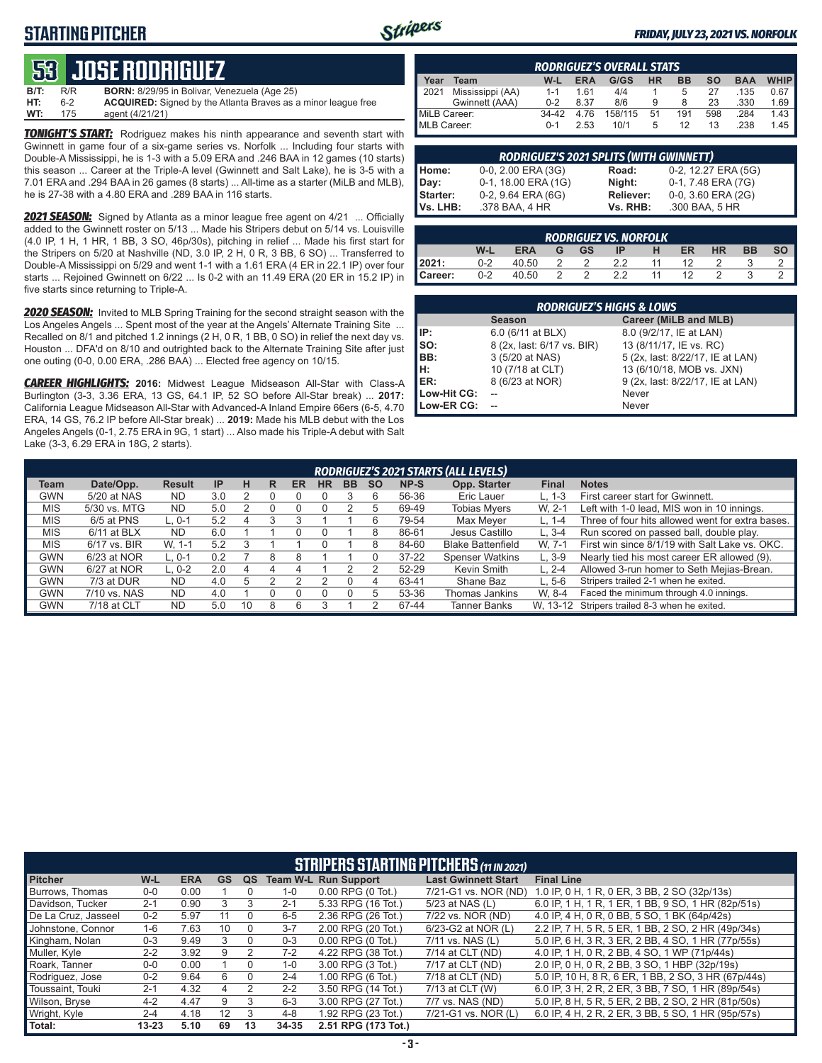## STARTING PITCHER

# 53 JOSE RODRIGUEZ

**B/T:** R/R **BORN:** 8/29/95 in Bolivar, Venezuela (Age 25)
**HT:** 6-2 **ACQUIRED:** Signed by the Atlanta Braves as a minor league free
**WT:** 175 agent (4/21/21)

***TONIGHT'S START:*** Rodriguez makes his ninth appearance and seventh start with Gwinnett in game four of a six-game series vs. Norfolk ... Including four starts with Double-A Mississippi, he is 1-3 with a 5.09 ERA and .246 BAA in 12 games (10 starts) this season ... Career at the Triple-A level (Gwinnett and Salt Lake), he is 3-5 with a 7.01 ERA and .294 BAA in 26 games (8 starts) ... All-time as a starter (MiLB and MLB), he is 27-38 with a 4.80 ERA and .289 BAA in 116 starts.

***2021 SEASON:*** Signed by Atlanta as a minor league free agent on 4/21 ... Officially added to the Gwinnett roster on 5/13 ... Made his Stripers debut on 5/14 vs. Louisville (4.0 IP, 1 H, 1 HR, 1 BB, 3 SO, 46p/30s), pitching in relief ... Made his first start for the Stripers on 5/20 at Nashville (ND, 3.0 IP, 2 H, 0 R, 3 BB, 6 SO) ... Transferred to Double-A Mississippi on 5/29 and went 1-1 with a 1.61 ERA (4 ER in 22.1 IP) over four starts ... Rejoined Gwinnett on 6/22 ... Is 0-2 with an 11.49 ERA (20 ER in 15.2 IP) in five starts since returning to Triple-A.

***2020 SEASON:*** Invited to MLB Spring Training for the second straight season with the Los Angeles Angels ... Spent most of the year at the Angels' Alternate Training Site ... Recalled on 8/1 and pitched 1.2 innings (2 H, 0 R, 1 BB, 0 SO) in relief the next day vs. Houston ... DFA'd on 8/10 and outrighted back to the Alternate Training Site after just one outing (0-0, 0.00 ERA, .286 BAA) ... Elected free agency on 10/15.

***CAREER HIGHLIGHTS:*** **2016:** Midwest League Midseason All-Star with Class-A Burlington (3-3, 3.36 ERA, 13 GS, 64.1 IP, 52 SO before All-Star break) ... **2017:** California League Midseason All-Star with Advanced-A Inland Empire 66ers (6-5, 4.70 ERA, 14 GS, 76.2 IP before All-Star break) ... **2019:** Made his MLB debut with the Los Angeles Angels (0-1, 2.75 ERA in 9G, 1 start) ... Also made his Triple-A debut with Salt Lake (3-3, 6.29 ERA in 18G, 2 starts).

### RODRIGUEZ'S OVERALL STATS

| Year | Team | W-L | ERA | G/GS | HR | BB | SO | BAA | WHIP |
|---|---|---|---|---|---|---|---|---|---|
| 2021 | Mississippi (AA) | 1-1 | 1.61 | 4/4 | 1 | 5 | 27 | .135 | 0.67 |
| | Gwinnett (AAA) | 0-2 | 8.37 | 8/6 | 9 | 8 | 23 | .330 | 1.69 |
| MiLB Career: | | 34-42 | 4.76 | 158/115 | 51 | 191 | 598 | .284 | 1.43 |
| MLB Career: | | 0-1 | 2.53 | 10/1 | 5 | 12 | 13 | .238 | 1.45 |

### RODRIGUEZ'S 2021 SPLITS (WITH GWINNETT)

| | | | |
|---|---|---|---|
| Home: | 0-0, 2.00 ERA (3G) | Road: | 0-2, 12.27 ERA (5G) |
| Day: | 0-1, 18.00 ERA (1G) | Night: | 0-1, 7.48 ERA (7G) |
| Starter: | 0-2, 9.64 ERA (6G) | Reliever: | 0-0, 3.60 ERA (2G) |
| Vs. LHB: | .378 BAA, 4 HR | Vs. RHB: | .300 BAA, 5 HR |

### RODRIGUEZ VS. NORFOLK

| | W-L | ERA | G | GS | IP | H | ER | HR | BB | SO |
|---|---|---|---|---|---|---|---|---|---|---|
| 2021: | 0-2 | 40.50 | 2 | 2 | 2.2 | 11 | 12 | 2 | 3 | 2 |
| Career: | 0-2 | 40.50 | 2 | 2 | 2.2 | 11 | 12 | 2 | 3 | 2 |

### RODRIGUEZ'S HIGHS & LOWS

| | Season | Career (MiLB and MLB) |
|---|---|---|
| IP: | 6.0 (6/11 at BLX) | 8.0 (9/2/17, IE at LAN) |
| SO: | 8 (2x, last: 6/17 vs. BIR) | 13 (8/11/17, IE vs. RC) |
| BB: | 3 (5/20 at NAS) | 5 (2x, last: 8/22/17, IE at LAN) |
| H: | 10 (7/18 at CLT) | 13 (6/10/18, MOB vs. JXN) |
| ER: | 8 (6/23 at NOR) | 9 (2x, last: 8/22/17, IE at LAN) |
| Low-Hit CG: | -- | Never |
| Low-ER CG: | -- | Never |

### RODRIGUEZ'S 2021 STARTS (ALL LEVELS)

| Team | Date/Opp. | Result | IP | H | R | ER | HR | BB | SO | NP-S | Opp. Starter | Final | Notes |
|---|---|---|---|---|---|---|---|---|---|---|---|---|---|
| GWN | 5/20 at NAS | ND | 3.0 | 2 | 0 | 0 | 0 | 3 | 6 | 56-36 | Eric Lauer | L, 1-3 | First career start for Gwinnett. |
| MIS | 5/30 vs. MTG | ND | 5.0 | 2 | 0 | 0 | 0 | 2 | 5 | 69-49 | Tobias Myers | W, 2-1 | Left with 1-0 lead, MIS won in 10 innings. |
| MIS | 6/5 at PNS | L, 0-1 | 5.2 | 4 | 3 | 3 | 1 | 1 | 6 | 79-54 | Max Meyer | L, 1-4 | Three of four hits allowed went for extra bases. |
| MIS | 6/11 at BLX | ND | 6.0 | 1 | 1 | 0 | 0 | 1 | 8 | 86-61 | Jesus Castillo | L, 3-4 | Run scored on passed ball, double play. |
| MIS | 6/17 vs. BIR | W, 1-1 | 5.2 | 3 | 1 | 1 | 0 | 1 | 8 | 84-60 | Blake Battenfield | W, 7-1 | First win since 8/1/19 with Salt Lake vs. OKC. |
| GWN | 6/23 at NOR | L, 0-1 | 0.2 | 7 | 8 | 8 | 1 | 1 | 0 | 37-22 | Spenser Watkins | L, 3-9 | Nearly tied his most career ER allowed (9). |
| GWN | 6/27 at NOR | L, 0-2 | 2.0 | 4 | 4 | 4 | 1 | 2 | 2 | 52-29 | Kevin Smith | L, 2-4 | Allowed 3-run homer to Seth Mejias-Brean. |
| GWN | 7/3 at DUR | ND | 4.0 | 5 | 2 | 2 | 2 | 0 | 4 | 63-41 | Shane Baz | L, 5-6 | Stripers trailed 2-1 when he exited. |
| GWN | 7/10 vs. NAS | ND | 4.0 | 1 | 0 | 0 | 0 | 0 | 5 | 53-36 | Thomas Jankins | W, 8-4 | Faced the minimum through 4.0 innings. |
| GWN | 7/18 at CLT | ND | 5.0 | 10 | 8 | 6 | 3 | 1 | 2 | 67-44 | Tanner Banks | W, 13-12 | Stripers trailed 8-3 when he exited. |

### STRIPERS STARTING PITCHERS (11 IN 2021)

| Pitcher | W-L | ERA | GS | QS | Team W-L | Run Support | Last Gwinnett Start | Final Line |
|---|---|---|---|---|---|---|---|---|
| Burrows, Thomas | 0-0 | 0.00 | 1 | 0 | 1-0 | 0.00 RPG (0 Tot.) | 7/21-G1 vs. NOR (ND) | 1.0 IP, 0 H, 1 R, 0 ER, 3 BB, 2 SO (32p/13s) |
| Davidson, Tucker | 2-1 | 0.90 | 3 | 3 | 2-1 | 5.33 RPG (16 Tot.) | 5/23 at NAS (L) | 6.0 IP, 1 H, 1 R, 1 ER, 1 BB, 9 SO, 1 HR (82p/51s) |
| De La Cruz, Jasseel | 0-2 | 5.97 | 11 | 0 | 6-5 | 2.36 RPG (26 Tot.) | 7/22 vs. NOR (ND) | 4.0 IP, 4 H, 0 R, 0 BB, 5 SO, 1 BK (64p/42s) |
| Johnstone, Connor | 1-6 | 7.63 | 10 | 0 | 3-7 | 2.00 RPG (20 Tot.) | 6/23-G2 at NOR (L) | 2.2 IP, 7 H, 5 R, 5 ER, 1 BB, 2 SO, 2 HR (49p/34s) |
| Kingham, Nolan | 0-3 | 9.49 | 3 | 0 | 0-3 | 0.00 RPG (0 Tot.) | 7/11 vs. NAS (L) | 5.0 IP, 6 H, 3 R, 3 ER, 2 BB, 4 SO, 1 HR (77p/55s) |
| Muller, Kyle | 2-2 | 3.92 | 9 | 2 | 7-2 | 4.22 RPG (38 Tot.) | 7/14 at CLT (ND) | 4.0 IP, 1 H, 0 R, 2 BB, 4 SO, 1 WP (71p/44s) |
| Roark, Tanner | 0-0 | 0.00 | 1 | 0 | 1-0 | 3.00 RPG (3 Tot.) | 7/17 at CLT (ND) | 2.0 IP, 0 H, 0 R, 2 BB, 3 SO, 1 HBP (32p/19s) |
| Rodriguez, Jose | 0-2 | 9.64 | 6 | 0 | 2-4 | 1.00 RPG (6 Tot.) | 7/18 at CLT (ND) | 5.0 IP, 10 H, 8 R, 6 ER, 1 BB, 2 SO, 3 HR (67p/44s) |
| Toussaint, Touki | 2-1 | 4.32 | 4 | 2 | 2-2 | 3.50 RPG (14 Tot.) | 7/13 at CLT (W) | 6.0 IP, 3 H, 2 R, 2 ER, 3 BB, 7 SO, 1 HR (89p/54s) |
| Wilson, Bryse | 4-2 | 4.47 | 9 | 3 | 6-3 | 3.00 RPG (27 Tot.) | 7/7 vs. NAS (ND) | 5.0 IP, 8 H, 5 R, 5 ER, 2 BB, 2 SO, 2 HR (81p/50s) |
| Wright, Kyle | 2-4 | 4.18 | 12 | 3 | 4-8 | 1.92 RPG (23 Tot.) | 7/21-G1 vs. NOR (L) | 6.0 IP, 4 H, 2 R, 2 ER, 3 BB, 5 SO, 1 HR (95p/57s) |
| **Total:** | **13-23** | **5.10** | **69** | **13** | **34-35** | **2.51 RPG (173 Tot.)** | | |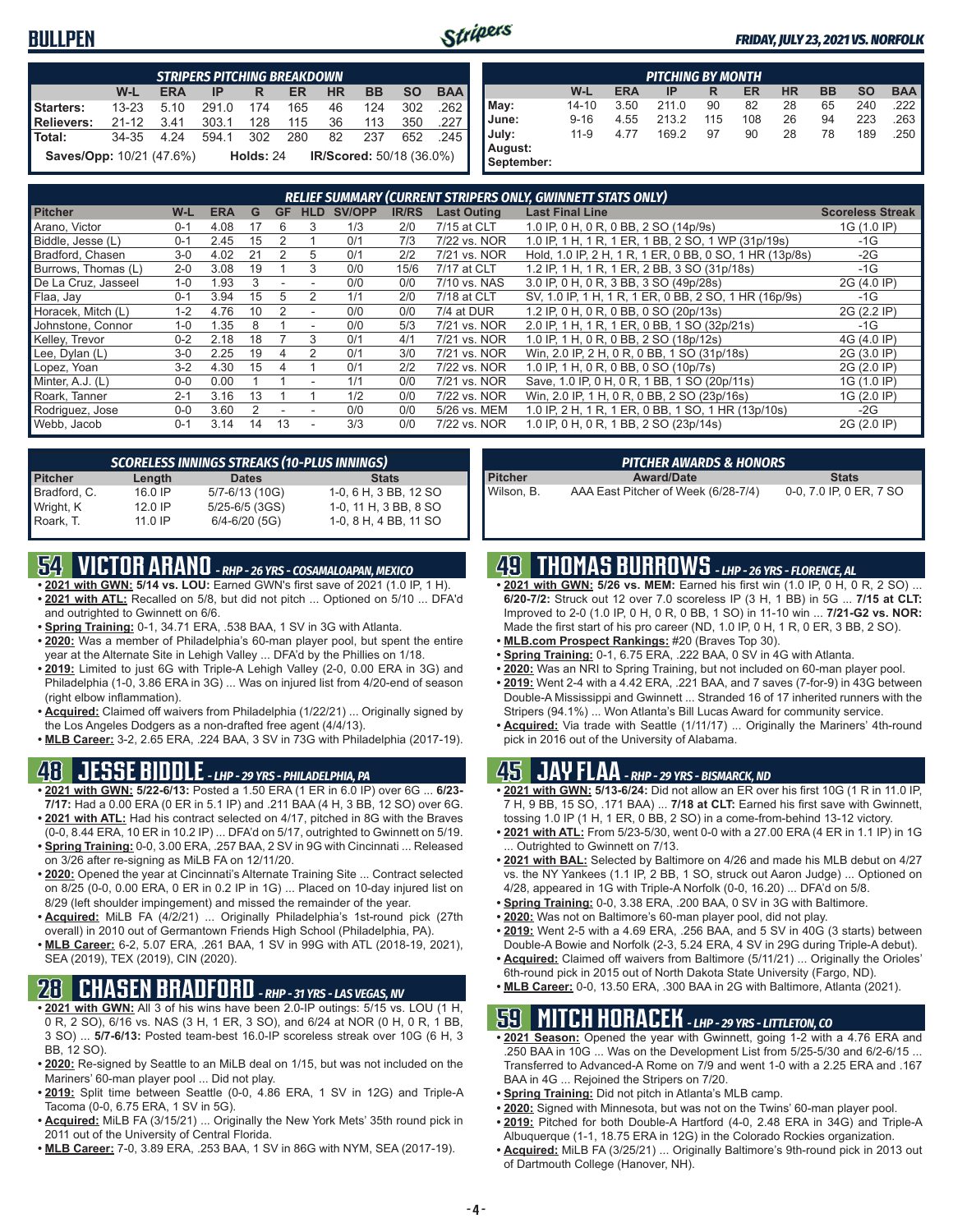# BULLPEN

*FRIDAY, JULY 23, 2021 VS. NORFOLK*

| STRIPERS PITCHING BREAKDOWN | | | | | | | | | |
|---|---|---|---|---|---|---|---|---|---|
| | W-L | ERA | IP | R | ER | HR | BB | SO | BAA |
| Starters: | 13-23 | 5.10 | 291.0 | 174 | 165 | 46 | 124 | 302 | .262 |
| Relievers: | 21-12 | 3.41 | 303.1 | 128 | 115 | 36 | 113 | 350 | .227 |
| Total: | 34-35 | 4.24 | 594.1 | 302 | 280 | 82 | 237 | 652 | .245 |

**Saves/Opp:** 10/21 (47.6%) **Holds:** 24 **IR/Scored:** 50/18 (36.0%)

| PITCHING BY MONTH | | | | | | | | | |
|---|---|---|---|---|---|---|---|---|---|
| | W-L | ERA | IP | R | ER | HR | BB | SO | BAA |
| May: | 14-10 | 3.50 | 211.0 | 90 | 82 | 28 | 65 | 240 | .222 |
| June: | 9-16 | 4.55 | 213.2 | 115 | 108 | 26 | 94 | 223 | .263 |
| July: | 11-9 | 4.77 | 169.2 | 97 | 90 | 28 | 78 | 189 | .250 |
| August: | | | | | | | | | |
| September: | | | | | | | | | |

| RELIEF SUMMARY (CURRENT STRIPERS ONLY, GWINNETT STATS ONLY) | | | | | | | | | | |
|---|---|---|---|---|---|---|---|---|---|---|
| Pitcher | W-L | ERA | G | GF | HLD | SV/OPP | IR/RS | Last Outing | Last Final Line | Scoreless Streak |
| Arano, Victor | 0-1 | 4.08 | 17 | 6 | 3 | 1/3 | 2/0 | 7/15 at CLT | 1.0 IP, 0 H, 0 R, 0 BB, 2 SO (14p/9s) | 1G (1.0 IP) |
| Biddle, Jesse (L) | 0-1 | 2.45 | 15 | 2 | 1 | 0/1 | 7/3 | 7/22 vs. NOR | 1.0 IP, 1 H, 1 R, 1 ER, 1 BB, 2 SO, 1 WP (31p/19s) | -1G |
| Bradford, Chasen | 3-0 | 4.02 | 21 | 2 | 5 | 0/1 | 2/2 | 7/21 vs. NOR | Hold, 1.0 IP, 2 H, 1 R, 1 ER, 0 BB, 0 SO, 1 HR (13p/8s) | -2G |
| Burrows, Thomas (L) | 2-0 | 3.08 | 19 | 1 | 3 | 0/0 | 15/6 | 7/17 at CLT | 1.2 IP, 1 H, 1 R, 1 ER, 2 BB, 3 SO (31p/18s) | -1G |
| De La Cruz, Jasseel | 1-0 | 1.93 | 3 | - | - | 0/0 | 0/0 | 7/10 vs. NAS | 3.0 IP, 0 H, 0 R, 3 BB, 3 SO (49p/28s) | 2G (4.0 IP) |
| Flaa, Jay | 0-1 | 3.94 | 15 | 5 | 2 | 1/1 | 2/0 | 7/18 at CLT | SV, 1.0 IP, 1 H, 1 R, 1 ER, 0 BB, 2 SO, 1 HR (16p/9s) | -1G |
| Horacek, Mitch (L) | 1-2 | 4.76 | 10 | 2 | - | 0/0 | 0/0 | 7/4 at DUR | 1.2 IP, 0 H, 0 R, 0 BB, 0 SO (20p/13s) | 2G (2.2 IP) |
| Johnstone, Connor | 1-0 | 1.35 | 8 | 1 | - | 0/0 | 5/3 | 7/21 vs. NOR | 2.0 IP, 1 H, 1 R, 1 ER, 0 BB, 1 SO (32p/21s) | -1G |
| Kelley, Trevor | 0-2 | 2.18 | 18 | 7 | 3 | 0/1 | 4/1 | 7/21 vs. NOR | 1.0 IP, 1 H, 0 R, 0 BB, 2 SO (18p/12s) | 4G (4.0 IP) |
| Lee, Dylan (L) | 3-0 | 2.25 | 19 | 4 | 2 | 0/1 | 3/0 | 7/21 vs. NOR | Win, 2.0 IP, 2 H, 0 R, 0 BB, 1 SO (31p/18s) | 2G (3.0 IP) |
| Lopez, Yoan | 3-2 | 4.30 | 15 | 4 | 1 | 0/1 | 2/2 | 7/22 vs. NOR | 1.0 IP, 1 H, 0 R, 0 BB, 0 SO (10p/7s) | 2G (2.0 IP) |
| Minter, A.J. (L) | 0-0 | 0.00 | 1 | 1 | - | 1/1 | 0/0 | 7/21 vs. NOR | Save, 1.0 IP, 0 H, 0 R, 1 BB, 1 SO (20p/11s) | 1G (1.0 IP) |
| Roark, Tanner | 2-1 | 3.16 | 13 | 1 | 1 | 1/2 | 0/0 | 7/22 vs. NOR | Win, 2.0 IP, 1 H, 0 R, 0 BB, 2 SO (23p/16s) | 1G (2.0 IP) |
| Rodriguez, Jose | 0-0 | 3.60 | 2 | - | - | 0/0 | 0/0 | 5/26 vs. MEM | 1.0 IP, 2 H, 1 R, 1 ER, 0 BB, 1 SO, 1 HR (13p/10s) | -2G |
| Webb, Jacob | 0-1 | 3.14 | 14 | 13 | - | 3/3 | 0/0 | 7/22 vs. NOR | 1.0 IP, 0 H, 0 R, 1 BB, 2 SO (23p/14s) | 2G (2.0 IP) |

| SCORELESS INNINGS STREAKS (10-PLUS INNINGS) | | | |
|---|---|---|---|
| Pitcher | Length | Dates | Stats |
| Bradford, C. | 16.0 IP | 5/7-6/13 (10G) | 1-0, 6 H, 3 BB, 12 SO |
| Wright, K | 12.0 IP | 5/25-6/5 (3GS) | 1-0, 11 H, 3 BB, 8 SO |
| Roark, T. | 11.0 IP | 6/4-6/20 (5G) | 1-0, 8 H, 4 BB, 11 SO |

| PITCHER AWARDS & HONORS | | |
|---|---|---|
| Pitcher | Award/Date | Stats |
| Wilson, B. | AAA East Pitcher of Week (6/28-7/4) | 0-0, 7.0 IP, 0 ER, 7 SO |

## 54 VICTOR ARANO - RHP - 26 YRS - COSAMALOAPAN, MEXICO

- **2021 with GWN: 5/14 vs. LOU:** Earned GWN's first save of 2021 (1.0 IP, 1 H).
- **2021 with ATL:** Recalled on 5/8, but did not pitch ... Optioned on 5/10 ... DFA'd and outrighted to Gwinnett on 6/6.
- **Spring Training:** 0-1, 34.71 ERA, .538 BAA, 1 SV in 3G with Atlanta.
- **2020:** Was a member of Philadelphia's 60-man player pool, but spent the entire year at the Alternate Site in Lehigh Valley ... DFA'd by the Phillies on 1/18.
- **2019:** Limited to just 6G with Triple-A Lehigh Valley (2-0, 0.00 ERA in 3G) and Philadelphia (1-0, 3.86 ERA in 3G) ... Was on injured list from 4/20-end of season (right elbow inflammation).
- **Acquired:** Claimed off waivers from Philadelphia (1/22/21) ... Originally signed by the Los Angeles Dodgers as a non-drafted free agent (4/4/13).
- **MLB Career:** 3-2, 2.65 ERA, .224 BAA, 3 SV in 73G with Philadelphia (2017-19).

## 48 JESSE BIDDLE - LHP - 29 YRS - PHILADELPHIA, PA

- **2021 with GWN: 5/22-6/13:** Posted a 1.50 ERA (1 ER in 6.0 IP) over 6G ... **6/23-7/17:** Had a 0.00 ERA (0 ER in 5.1 IP) and .211 BAA (4 H, 3 BB, 12 SO) over 6G.
- **2021 with ATL:** Had his contract selected on 4/17, pitched in 8G with the Braves (0-0, 8.44 ERA, 10 ER in 10.2 IP) ... DFA'd on 5/17, outrighted to Gwinnett on 5/19.
- **Spring Training:** 0-0, 3.00 ERA, .257 BAA, 2 SV in 9G with Cincinnati ... Released on 3/26 after re-signing as MiLB FA on 12/11/20.
- **2020:** Opened the year at Cincinnati's Alternate Training Site ... Contract selected on 8/25 (0-0, 0.00 ERA, 0 ER in 0.2 IP in 1G) ... Placed on 10-day injured list on 8/29 (left shoulder impingement) and missed the remainder of the year.
- **Acquired:** MiLB FA (4/2/21) ... Originally Philadelphia's 1st-round pick (27th overall) in 2010 out of Germantown Friends High School (Philadelphia, PA).
- **MLB Career:** 6-2, 5.07 ERA, .261 BAA, 1 SV in 99G with ATL (2018-19, 2021), SEA (2019), TEX (2019), CIN (2020).

## 28 CHASEN BRADFORD - RHP - 31 YRS - LAS VEGAS, NV

- **2021 with GWN:** All 3 of his wins have been 2.0-IP outings: 5/15 vs. LOU (1 H, 0 R, 2 SO), 6/16 vs. NAS (3 H, 1 ER, 3 SO), and 6/24 at NOR (0 H, 0 R, 1 BB, 3 SO) ... **5/7-6/13:** Posted team-best 16.0-IP scoreless streak over 10G (6 H, 3 BB, 12 SO).
- **2020:** Re-signed by Seattle to an MiLB deal on 1/15, but was not included on the Mariners' 60-man player pool ... Did not play.
- **2019:** Split time between Seattle (0-0, 4.86 ERA, 1 SV in 12G) and Triple-A Tacoma (0-0, 6.75 ERA, 1 SV in 5G).
- **Acquired:** MiLB FA (3/15/21) ... Originally the New York Mets' 35th round pick in 2011 out of the University of Central Florida.
- **MLB Career:** 7-0, 3.89 ERA, .253 BAA, 1 SV in 86G with NYM, SEA (2017-19).

## 49 THOMAS BURROWS - LHP - 26 YRS - FLORENCE, AL

- **2021 with GWN: 5/26 vs. MEM:** Earned his first win (1.0 IP, 0 H, 0 R, 2 SO) ... **6/20-7/2:** Struck out 12 over 7.0 scoreless IP (3 H, 1 BB) in 5G ... **7/15 at CLT:** Improved to 2-0 (1.0 IP, 0 H, 0 R, 0 BB, 1 SO) in 11-10 win ... **7/21-G2 vs. NOR:** Made the first start of his pro career (ND, 1.0 IP, 0 H, 1 R, 0 ER, 3 BB, 2 SO).
- **MLB.com Prospect Rankings:** #20 (Braves Top 30).
- **Spring Training:** 0-1, 6.75 ERA, .222 BAA, 0 SV in 4G with Atlanta.
- **2020:** Was an NRI to Spring Training, but not included on 60-man player pool.
- **2019:** Went 2-4 with a 4.42 ERA, .221 BAA, and 7 saves (7-for-9) in 43G between Double-A Mississippi and Gwinnett ... Stranded 16 of 17 inherited runners with the Stripers (94.1%) ... Won Atlanta's Bill Lucas Award for community service.
- **Acquired:** Via trade with Seattle (1/11/17) ... Originally the Mariners' 4th-round pick in 2016 out of the University of Alabama.

## 45 JAY FLAA - RHP - 29 YRS - BISMARCK, ND

- **2021 with GWN: 5/13-6/24:** Did not allow an ER over his first 10G (1 R in 11.0 IP, 7 H, 9 BB, 15 SO, .171 BAA) ... **7/18 at CLT:** Earned his first save with Gwinnett, tossing 1.0 IP (1 H, 1 ER, 0 BB, 2 SO) in a come-from-behind 13-12 victory.
- **2021 with ATL:** From 5/23-5/30, went 0-0 with a 27.00 ERA (4 ER in 1.1 IP) in 1G ... Outrighted to Gwinnett on 7/13.
- **2021 with BAL:** Selected by Baltimore on 4/26 and made his MLB debut on 4/27 vs. the NY Yankees (1.1 IP, 2 BB, 1 SO, struck out Aaron Judge) ... Optioned on 4/28, appeared in 1G with Triple-A Norfolk (0-0, 16.20) ... DFA'd on 5/8.
- **Spring Training:** 0-0, 3.38 ERA, .200 BAA, 0 SV in 3G with Baltimore.
- **2020:** Was not on Baltimore's 60-man player pool, did not play.
- **2019:** Went 2-5 with a 4.69 ERA, .256 BAA, and 5 SV in 40G (3 starts) between Double-A Bowie and Norfolk (2-3, 5.24 ERA, 4 SV in 29G during Triple-A debut).
- **Acquired:** Claimed off waivers from Baltimore (5/11/21) ... Originally the Orioles' 6th-round pick in 2015 out of North Dakota State University (Fargo, ND).
- **MLB Career:** 0-0, 13.50 ERA, .300 BAA in 2G with Baltimore, Atlanta (2021).

## 59 MITCH HORACEK - LHP - 29 YRS - LITTLETON, CO

- **2021 Season:** Opened the year with Gwinnett, going 1-2 with a 4.76 ERA and .250 BAA in 10G ... Was on the Development List from 5/25-5/30 and 6/2-6/15 ... Transferred to Advanced-A Rome on 7/9 and went 1-0 with a 2.25 ERA and .167 BAA in 4G ... Rejoined the Stripers on 7/20.
- **Spring Training:** Did not pitch in Atlanta's MLB camp.
- **2020:** Signed with Minnesota, but was not on the Twins' 60-man player pool.
- **2019:** Pitched for both Double-A Hartford (4-0, 2.48 ERA in 34G) and Triple-A Albuquerque (1-1, 18.75 ERA in 12G) in the Colorado Rockies organization.
- **Acquired:** MiLB FA (3/25/21) ... Originally Baltimore's 9th-round pick in 2013 out of Dartmouth College (Hanover, NH).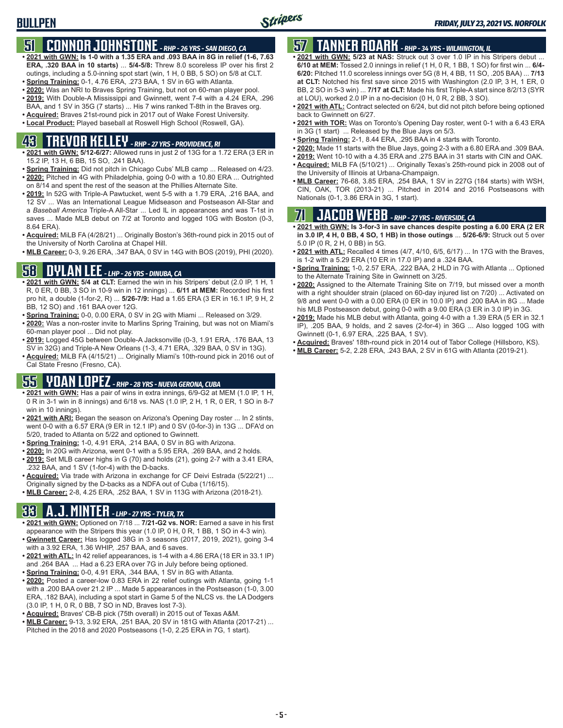# BULLPEN

## 51 CONNOR JOHNSTONE - RHP - 26 YRS - SAN DIEGO, CA

- **2021 with GWN: Is 1-0 with a 1.35 ERA and .093 BAA in 8G in relief (1-6, 7.63 ERA, .320 BAA in 10 starts)** ... **5/4-5/8:** Threw 8.0 scoreless IP over his first 2 outings, including a 5.0-inning spot start (win, 1 H, 0 BB, 5 SO) on 5/8 at CLT.
- **Spring Training:** 0-1, 4.76 ERA, .273 BAA, 1 SV in 6G with Atlanta.
- **2020:** Was an NRI to Braves Spring Training, but not on 60-man player pool.
- **2019:** With Double-A Mississippi and Gwinnett, went 7-4 with a 4.24 ERA, .296 BAA, and 1 SV in 35G (7 starts) ... His 7 wins ranked T-8th in the Braves org.
- **Acquired:** Braves 21st-round pick in 2017 out of Wake Forest University.
- **Local Product:** Played baseball at Roswell High School (Roswell, GA).

## 43 TREVOR KELLEY - RHP - 27 YRS - PROVIDENCE, RI

- **2021 with GWN: 5/12-6/27:** Allowed runs in just 2 of 13G for a 1.72 ERA (3 ER in 15.2 IP, 13 H, 6 BB, 15 SO, .241 BAA).
- **Spring Training:** Did not pitch in Chicago Cubs' MLB camp ... Released on 4/23.
- **2020:** Pitched in 4G with Philadelphia, going 0-0 with a 10.80 ERA ... Outrighted on 8/14 and spent the rest of the season at the Phillies Alternate Site.
- **2019:** In 52G with Triple-A Pawtucket, went 5-5 with a 1.79 ERA, .216 BAA, and 12 SV ... Was an International League Midseason and Postseason All-Star and a *Baseball America* Triple-A All-Star ... Led IL in appearances and was T-1st in saves ... Made MLB debut on 7/2 at Toronto and logged 10G with Boston (0-3, 8.64 ERA).
- **Acquired:** MiLB FA (4/28/21) ... Originally Boston's 36th-round pick in 2015 out of the University of North Carolina at Chapel Hill.
- **MLB Career:** 0-3, 9.26 ERA, .347 BAA, 0 SV in 14G with BOS (2019), PHI (2020).

## 58 DYLAN LEE - LHP - 26 YRS - DINUBA, CA

- **2021 with GWN: 5/4 at CLT:** Earned the win in his Stripers' debut (2.0 IP, 1 H, 1 R, 0 ER, 0 BB, 3 SO in 10-9 win in 12 innings) ... **6/11 at MEM:** Recorded his first pro hit, a double (1-for-2, R) ... **5/26-7/9:** Had a 1.65 ERA (3 ER in 16.1 IP, 9 H, 2 BB, 12 SO) and .161 BAA over 12G.
- **Spring Training:** 0-0, 0.00 ERA, 0 SV in 2G with Miami ... Released on 3/29.
- **2020:** Was a non-roster invite to Marlins Spring Training, but was not on Miami's 60-man player pool ... Did not play.
- **2019:** Logged 45G between Double-A Jacksonville (0-3, 1.91 ERA, .176 BAA, 13 SV in 32G) and Triple-A New Orleans (1-3, 4.71 ERA, .329 BAA, 0 SV in 13G).
- **Acquired:** MiLB FA (4/15/21) ... Originally Miami's 10th-round pick in 2016 out of Cal State Fresno (Fresno, CA).

## 55 YOAN LOPEZ - RHP - 28 YRS - NUEVA GERONA, CUBA

- **2021 with GWN:** Has a pair of wins in extra innings, 6/9-G2 at MEM (1.0 IP, 1 H, 0 R in 3-1 win in 8 innings) and 6/18 vs. NAS (1.0 IP, 2 H, 1 R, 0 ER, 1 SO in 8-7 win in 10 innings).
- **2021 with ARI:** Began the season on Arizona's Opening Day roster ... In 2 stints, went 0-0 with a 6.57 ERA (9 ER in 12.1 IP) and 0 SV (0-for-3) in 13G ... DFA'd on 5/20, traded to Atlanta on 5/22 and optioned to Gwinnett.
- **Spring Training:** 1-0, 4.91 ERA, .214 BAA, 0 SV in 8G with Arizona.
- **2020:** In 20G with Arizona, went 0-1 with a 5.95 ERA, .269 BAA, and 2 holds.
- **2019:** Set MLB career highs in G (70) and holds (21), going 2-7 with a 3.41 ERA, .232 BAA, and 1 SV (1-for-4) with the D-backs.
- **Acquired:** Via trade with Arizona in exchange for CF Deivi Estrada (5/22/21) ... Originally signed by the D-backs as a NDFA out of Cuba (1/16/15).
- **MLB Career:** 2-8, 4.25 ERA, .252 BAA, 1 SV in 113G with Arizona (2018-21).

## 33 A.J. MINTER - LHP - 27 YRS - TYLER, TX

- **2021 with GWN:** Optioned on 7/18 ... **7/21-G2 vs. NOR:** Earned a save in his first appearance with the Stripers this year (1.0 IP, 0 H, 0 R, 1 BB, 1 SO in 4-3 win).
- **Gwinnett Career:** Has logged 38G in 3 seasons (2017, 2019, 2021), going 3-4 with a 3.92 ERA, 1.36 WHIP, .257 BAA, and 6 saves.
- **2021 with ATL:** In 42 relief appearances, is 1-4 with a 4.86 ERA (18 ER in 33.1 IP) and .264 BAA ... Had a 6.23 ERA over 7G in July before being optioned.
- **Spring Training:** 0-0, 4.91 ERA, .344 BAA, 1 SV in 8G with Atlanta.
- **2020:** Posted a career-low 0.83 ERA in 22 relief outings with Atlanta, going 1-1 with a .200 BAA over 21.2 IP ... Made 5 appearances in the Postseason (1-0, 3.00 ERA, .182 BAA), including a spot start in Game 5 of the NLCS vs. the LA Dodgers (3.0 IP, 1 H, 0 R, 0 BB, 7 SO in ND, Braves lost 7-3).
- **Acquired:** Braves' CB-B pick (75th overall) in 2015 out of Texas A&M.
- **MLB Career:** 9-13, 3.92 ERA, .251 BAA, 20 SV in 181G with Atlanta (2017-21) ... Pitched in the 2018 and 2020 Postseasons (1-0, 2.25 ERA in 7G, 1 start).

## 57 TANNER ROARK - RHP - 34 YRS - WILMINGTON, IL

- **2021 with GWN: 5/23 at NAS:** Struck out 3 over 1.0 IP in his Stripers debut ... **6/10 at MEM:** Tossed 2.0 innings in relief (1 H, 0 R, 1 BB, 1 SO) for first win ... **6/4-6/20:** Pitched 11.0 scoreless innings over 5G (8 H, 4 BB, 11 SO, .205 BAA) ... **7/13 at CLT:** Notched his first save since 2015 with Washington (2.0 IP, 3 H, 1 ER, 0 BB, 2 SO in 5-3 win) ... **7/17 at CLT:** Made his first Triple-A start since 8/2/13 (SYR at LOU), worked 2.0 IP in a no-decision (0 H, 0 R, 2 BB, 3 SO).
- **2021 with ATL:** Contract selected on 6/24, but did not pitch before being optioned back to Gwinnett on 6/27.
- **2021 with TOR:** Was on Toronto's Opening Day roster, went 0-1 with a 6.43 ERA in 3G (1 start) ... Released by the Blue Jays on 5/3.
- **Spring Training:** 2-1, 8.44 ERA, .295 BAA in 4 starts with Toronto.
- **2020:** Made 11 starts with the Blue Jays, going 2-3 with a 6.80 ERA and .309 BAA.
- **2019:** Went 10-10 with a 4.35 ERA and .275 BAA in 31 starts with CIN and OAK.
- **Acquired:** MiLB FA (5/10/21) ... Originally Texas's 25th-round pick in 2008 out of the University of Illinois at Urbana-Champaign.
- **MLB Career:** 76-68, 3.85 ERA, .254 BAA, 1 SV in 227G (184 starts) with WSH, CIN, OAK, TOR (2013-21) ... Pitched in 2014 and 2016 Postseasons with Nationals (0-1, 3.86 ERA in 3G, 1 start).

## 71 JACOB WEBB - RHP - 27 YRS - RIVERSIDE, CA

- **2021 with GWN: Is 3-for-3 in save chances despite posting a 6.00 ERA (2 ER in 3.0 IP, 4 H, 0 BB, 4 SO, 1 HB) in those outings** ... **5/26-6/9:** Struck out 5 over 5.0 IP (0 R, 2 H, 0 BB) in 5G.
- **2021 with ATL:** Recalled 4 times (4/7, 4/10, 6/5, 6/17) ... In 17G with the Braves, is 1-2 with a 5.29 ERA (10 ER in 17.0 IP) and a .324 BAA.
- **Spring Training:** 1-0, 2.57 ERA, .222 BAA, 2 HLD in 7G with Atlanta ... Optioned to the Alternate Training Site in Gwinnett on 3/25.
- **2020:** Assigned to the Alternate Training Site on 7/19, but missed over a month with a right shoulder strain (placed on 60-day injured list on 7/20) ... Activated on 9/8 and went 0-0 with a 0.00 ERA (0 ER in 10.0 IP) and .200 BAA in 8G ... Made his MLB Postseason debut, going 0-0 with a 9.00 ERA (3 ER in 3.0 IP) in 3G.
- **2019:** Made his MLB debut with Atlanta, going 4-0 with a 1.39 ERA (5 ER in 32.1 IP), .205 BAA, 9 holds, and 2 saves (2-for-4) in 36G ... Also logged 10G with Gwinnett (0-1, 6.97 ERA, .225 BAA, 1 SV).
- **Acquired:** Braves' 18th-round pick in 2014 out of Tabor College (Hillsboro, KS).
- **MLB Career:** 5-2, 2.28 ERA, .243 BAA, 2 SV in 61G with Atlanta (2019-21).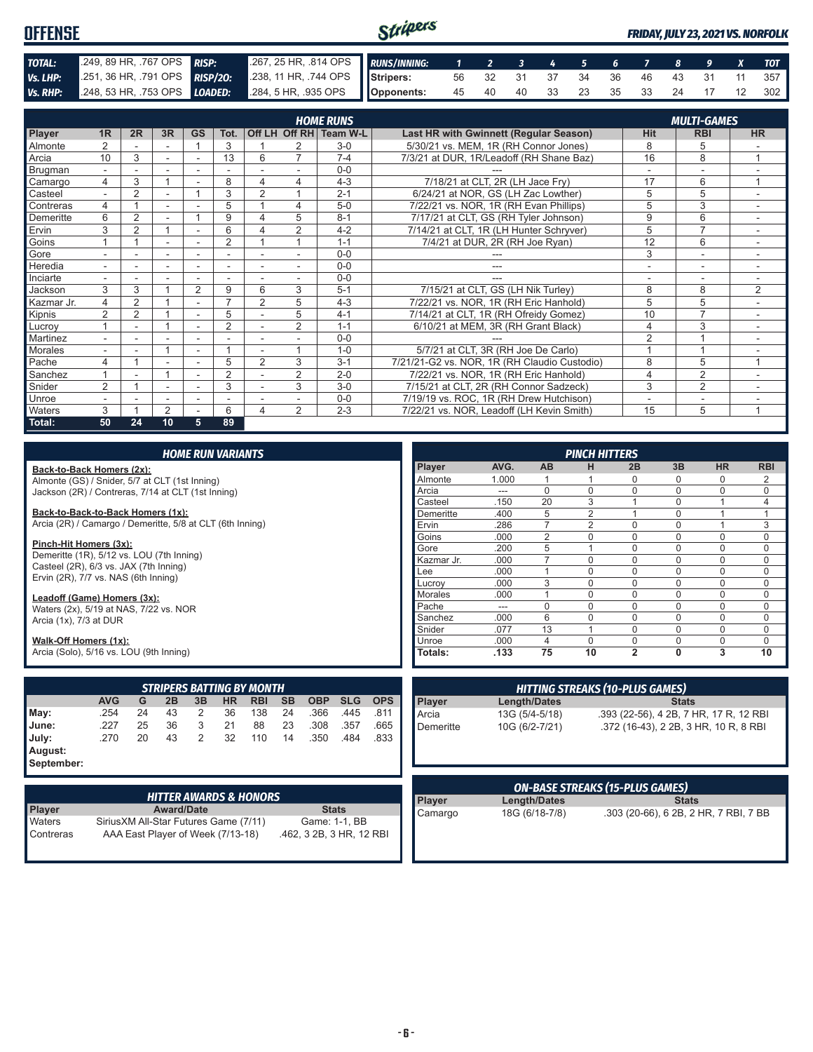# OFFENSE

*FRIDAY, JULY 23, 2021 VS. NORFOLK*

| | | | |
|---|---|---|---|
| **TOTAL:** | .249, 89 HR, .767 OPS | **RISP:** | .267, 25 HR, .814 OPS |
| **Vs. LHP:** | .251, 36 HR, .791 OPS | **RISP/2O:** | .238, 11 HR, .744 OPS |
| **Vs. RHP:** | .248, 53 HR, .753 OPS | **LOADED:** | .284, 5 HR, .935 OPS |

| RUNS/INNING: | 1 | 2 | 3 | 4 | 5 | 6 | 7 | 8 | 9 | X | TOT |
|---|---|---|---|---|---|---|---|---|---|---|---|
| Stripers: | 56 | 32 | 31 | 37 | 34 | 36 | 46 | 43 | 31 | 11 | 357 |
| Opponents: | 45 | 40 | 40 | 33 | 23 | 35 | 33 | 24 | 17 | 12 | 302 |

## HOME RUNS / MULTI-GAMES

| Player | 1R | 2R | 3R | GS | Tot. | Off LH | Off RH | Team W-L | Last HR with Gwinnett (Regular Season) | Hit | RBI | HR |
|---|---|---|---|---|---|---|---|---|---|---|---|---|
| Almonte | 2 | - | - | 1 | 3 | 1 | 2 | 3-0 | 5/30/21 vs. MEM, 1R (RH Connor Jones) | 8 | 5 | - |
| Arcia | 10 | 3 | - | - | 13 | 6 | 7 | 7-4 | 7/3/21 at DUR, 1R/Leadoff (RH Shane Baz) | 16 | 8 | 1 |
| Brugman | - | - | - | - | - | - | - | 0-0 | --- | - | - | - |
| Camargo | 4 | 3 | 1 | - | 8 | 4 | 4 | 4-3 | 7/18/21 at CLT, 2R (LH Jace Fry) | 17 | 6 | 1 |
| Casteel | - | 2 | - | 1 | 3 | 2 | 1 | 2-1 | 6/24/21 at NOR, GS (LH Zac Lowther) | 5 | 5 | - |
| Contreras | 4 | 1 | - | - | 5 | 1 | 4 | 5-0 | 7/22/21 vs. NOR, 1R (RH Evan Phillips) | 5 | 3 | - |
| Demeritte | 6 | 2 | - | 1 | 9 | 4 | 5 | 8-1 | 7/17/21 at CLT, GS (RH Tyler Johnson) | 9 | 6 | - |
| Ervin | 3 | 2 | 1 | - | 6 | 4 | 2 | 4-2 | 7/14/21 at CLT, 1R (LH Hunter Schryver) | 5 | 7 | - |
| Goins | 1 | 1 | - | - | 2 | 1 | 1 | 1-1 | 7/4/21 at DUR, 2R (RH Joe Ryan) | 12 | 6 | - |
| Gore | - | - | - | - | - | - | - | 0-0 | --- | 3 | - | - |
| Heredia | - | - | - | - | - | - | - | 0-0 | --- | - | - | - |
| Inciarte | - | - | - | - | - | - | - | 0-0 | --- | - | - | - |
| Jackson | 3 | 3 | 1 | 2 | 9 | 6 | 3 | 5-1 | 7/15/21 at CLT, GS (LH Nik Turley) | 8 | 8 | 2 |
| Kazmar Jr. | 4 | 2 | 1 | - | 7 | 2 | 5 | 4-3 | 7/22/21 vs. NOR, 1R (RH Eric Hanhold) | 5 | 5 | - |
| Kipnis | 2 | 2 | 1 | - | 5 | - | 5 | 4-1 | 7/14/21 at CLT, 1R (RH Ofreidy Gomez) | 10 | 7 | - |
| Lucroy | 1 | - | 1 | - | 2 | - | 2 | 1-1 | 6/10/21 at MEM, 3R (RH Grant Black) | 4 | 3 | - |
| Martinez | - | - | - | - | - | - | - | 0-0 | --- | 2 | 1 | - |
| Morales | - | - | 1 | - | 1 | - | 1 | 1-0 | 5/7/21 at CLT, 3R (RH Joe De Carlo) | 1 | 1 | - |
| Pache | 4 | 1 | - | - | 5 | 2 | 3 | 3-1 | 7/21/21-G2 vs. NOR, 1R (RH Claudio Custodio) | 8 | 5 | 1 |
| Sanchez | 1 | - | 1 | - | 2 | - | 2 | 2-0 | 7/22/21 vs. NOR, 1R (RH Eric Hanhold) | 4 | 2 | - |
| Snider | 2 | 1 | - | - | 3 | - | 3 | 3-0 | 7/15/21 at CLT, 2R (RH Connor Sadzeck) | 3 | 2 | - |
| Unroe | - | - | - | - | - | - | - | 0-0 | 7/19/19 vs. ROC, 1R (RH Drew Hutchison) | - | - | - |
| Waters | 3 | 1 | 2 | - | 6 | 4 | 2 | 2-3 | 7/22/21 vs. NOR, Leadoff (LH Kevin Smith) | 15 | 5 | 1 |
| **Total:** | **50** | **24** | **10** | **5** | **89** | | | | | | | |

## HOME RUN VARIANTS

**Back-to-Back Homers (2x):**
Almonte (GS) / Snider, 5/7 at CLT (1st Inning)
Jackson (2R) / Contreras, 7/14 at CLT (1st Inning)

**Back-to-Back-to-Back Homers (1x):**
Arcia (2R) / Camargo / Demeritte, 5/8 at CLT (6th Inning)

**Pinch-Hit Homers (3x):**
Demeritte (1R), 5/12 vs. LOU (7th Inning)
Casteel (2R), 6/3 vs. JAX (7th Inning)
Ervin (2R), 7/7 vs. NAS (6th Inning)

**Leadoff (Game) Homers (3x):**
Waters (2x), 5/19 at NAS, 7/22 vs. NOR
Arcia (1x), 7/3 at DUR

**Walk-Off Homers (1x):**
Arcia (Solo), 5/16 vs. LOU (9th Inning)

## PINCH HITTERS

| Player | AVG. | AB | H | 2B | 3B | HR | RBI |
|---|---|---|---|---|---|---|---|
| Almonte | 1.000 | 1 | 1 | 0 | 0 | 0 | 2 |
| Arcia | --- | 0 | 0 | 0 | 0 | 0 | 0 |
| Casteel | .150 | 20 | 3 | 1 | 0 | 1 | 4 |
| Demeritte | .400 | 5 | 2 | 1 | 0 | 1 | 1 |
| Ervin | .286 | 7 | 2 | 0 | 0 | 1 | 3 |
| Goins | .000 | 2 | 0 | 0 | 0 | 0 | 0 |
| Gore | .200 | 5 | 1 | 0 | 0 | 0 | 0 |
| Kazmar Jr. | .000 | 7 | 0 | 0 | 0 | 0 | 0 |
| Lee | .000 | 1 | 0 | 0 | 0 | 0 | 0 |
| Lucroy | .000 | 3 | 0 | 0 | 0 | 0 | 0 |
| Morales | .000 | 1 | 0 | 0 | 0 | 0 | 0 |
| Pache | --- | 0 | 0 | 0 | 0 | 0 | 0 |
| Sanchez | .000 | 6 | 0 | 0 | 0 | 0 | 0 |
| Snider | .077 | 13 | 1 | 0 | 0 | 0 | 0 |
| Unroe | .000 | 4 | 0 | 0 | 0 | 0 | 0 |
| **Totals:** | **.133** | **75** | **10** | **2** | **0** | **3** | **10** |

## STRIPERS BATTING BY MONTH

| | AVG | G | 2B | 3B | HR | RBI | SB | OBP | SLG | OPS |
|---|---|---|---|---|---|---|---|---|---|---|
| May: | .254 | 24 | 43 | 2 | 36 | 138 | 24 | .366 | .445 | .811 |
| June: | .227 | 25 | 36 | 3 | 21 | 88 | 23 | .308 | .357 | .665 |
| July: | .270 | 20 | 43 | 2 | 32 | 110 | 14 | .350 | .484 | .833 |
| August: | | | | | | | | | | |
| September: | | | | | | | | | | |

## HITTING STREAKS (10-PLUS GAMES)

| Player | Length/Dates | Stats |
|---|---|---|
| Arcia | 13G (5/4-5/18) | .393 (22-56), 4 2B, 7 HR, 17 R, 12 RBI |
| Demeritte | 10G (6/2-7/21) | .372 (16-43), 2 2B, 3 HR, 10 R, 8 RBI |

## HITTER AWARDS & HONORS

| Player | Award/Date | Stats |
|---|---|---|
| Waters | SiriusXM All-Star Futures Game (7/11) | Game: 1-1, BB |
| Contreras | AAA East Player of Week (7/13-18) | .462, 3 2B, 3 HR, 12 RBI |

## ON-BASE STREAKS (15-PLUS GAMES)

| Player | Length/Dates | Stats |
|---|---|---|
| Camargo | 18G (6/18-7/8) | .303 (20-66), 6 2B, 2 HR, 7 RBI, 7 BB |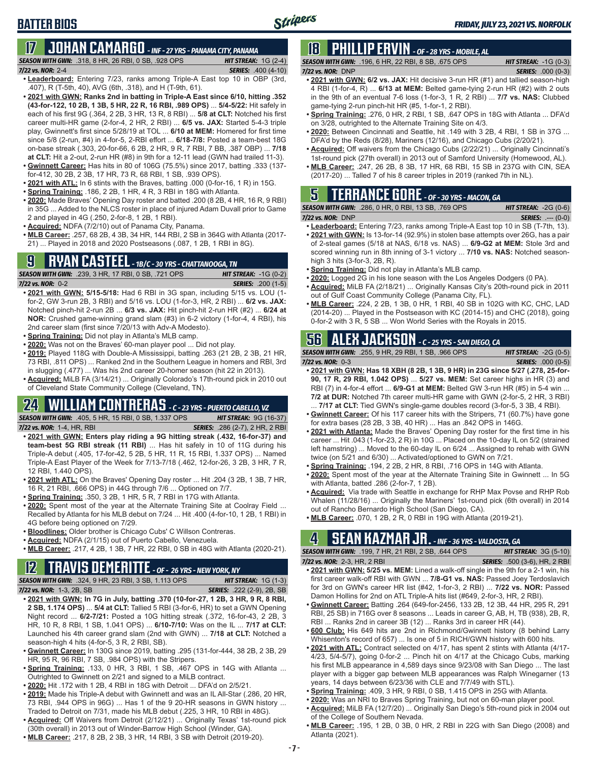# BATTER BIOS

## 17 JOHAN CAMARGO - INF - 27 YRS - PANAMA CITY, PANAMA

**SEASON WITH GWN:** .318, 8 HR, 26 RBI, 0 SB, .928 OPS **HIT STREAK:** 1G (2-4)
**7/22 vs. NOR:** 2-4 **SERIES:** .400 (4-10)

- **Leaderboard:** Entering 7/23, ranks among Triple-A East top 10 in OBP (3rd, .407), R (T-5th, 40), AVG (6th, .318), and H (T-9th, 61).
- **2021 with GWN: Ranks 2nd in batting in Triple-A East since 6/10, hitting .352 (43-for-122, 10 2B, 1 3B, 5 HR, 22 R, 16 RBI, .989 OPS)** ... **5/4-5/22:** Hit safely in each of his first 9G (.364, 2 2B, 3 HR, 13 R, 8 RBI) ... **5/8 at CLT:** Notched his first career multi-HR game (2-for-4, 2 HR, 2 RBI) ... **6/5 vs. JAX:** Started 5-4-3 triple play, Gwinnett's first since 5/28/19 at TOL ... **6/10 at MEM:** Homered for first time since 5/8 (2-run, #4) in 4-for-5, 2-RBI effort ... **6/18-7/8:** Posted a team-best 18G on-base streak (.303, 20-for-66, 6 2B, 2 HR, 9 R, 7 RBI, 7 BB, .387 OBP) ... **7/18 at CLT:** Hit a 2-out, 2-run HR (#8) in 9th for a 12-11 lead (GWN had trailed 11-3).
- **Gwinnett Career:** Has hits in 80 of 106G (75.5%) since 2017, batting .333 (137-for-412, 30 2B, 2 3B, 17 HR, 73 R, 68 RBI, 1 SB, .939 OPS).
- **2021 with ATL:** In 6 stints with the Braves, batting .000 (0-for-16, 1 R) in 15G.
- **Spring Training:** .186, 2 2B, 1 HR, 4 R, 3 RBI in 18G with Atlanta.
- **2020:** Made Braves' Opening Day roster and batted .200 (8 2B, 4 HR, 16 R, 9 RBI) in 35G ... Added to the NLCS roster in place of injured Adam Duvall prior to Game 2 and played in 4G (.250, 2-for-8, 1 2B, 1 RBI).
- **Acquired:** NDFA (7/2/10) out of Panama City, Panama.
- **MLB Career:** .257, 68 2B, 4 3B, 34 HR, 144 RBI, 2 SB in 364G with Atlanta (2017-21) ... Played in 2018 and 2020 Postseasons (.087, 1 2B, 1 RBI in 8G).

## 9 RYAN CASTEEL - 1B/C - 30 YRS - CHATTANOOGA, TN

**SEASON WITH GWN:** .239, 3 HR, 17 RBI, 0 SB, .721 OPS **HIT STREAK:** -1G (0-2)
**7/22 vs. NOR:** 0-2 **SERIES:** .200 (1-5)

- **2021 with GWN: 5/15-5/18:** Had 6 RBI in 3G span, including 5/15 vs. LOU (1-for-2, GW 3-run 2B, 3 RBI) and 5/16 vs. LOU (1-for-3, HR, 2 RBI) ... **6/2 vs. JAX:** Notched pinch-hit 2-run 2B ... **6/3 vs. JAX:** Hit pinch-hit 2-run HR (#2) ... **6/24 at NOR:** Crushed game-winning grand slam (#3) in 6-2 victory (1-for-4, 4 RBI), his 2nd career slam (first since 7/20/13 with Adv-A Modesto).
- **Spring Training:** Did not play in Atlanta's MLB camp.
- **2020:** Was not on the Braves' 60-man player pool ... Did not play.
- **2019:** Played 118G with Double-A Mississippi, batting .263 (21 2B, 2 3B, 21 HR, 73 RBI, .811 OPS) ... Ranked 2nd in the Southern League in homers and RBI, 3rd in slugging (.477) ... Was his 2nd career 20-homer season (hit 22 in 2013).
- **Acquired:** MiLB FA (3/14/21) ... Originally Colorado's 17th-round pick in 2010 out of Cleveland State Community College (Cleveland, TN).

## 24 WILLIAM CONTRERAS - C - 23 YRS - PUERTO CABELLO, VZ

**SEASON WITH GWN:** .405, 5 HR, 15 RBI, 0 SB, 1.337 OPS **HIT STREAK:** 9G (16-37)
**7/22 vs. NOR:** 1-4, HR, RBI **SERIES:** .286 (2-7), 2 HR, 2 RBI

- **2021 with GWN: Enters play riding a 9G hitting streak (.432, 16-for-37) and team-best 5G RBI streak (11 RBI)** ... Has hit safely in 10 of 11G during his Triple-A debut (.405, 17-for-42, 5 2B, 5 HR, 11 R, 15 RBI, 1.337 OPS) ... Named Triple-A East Player of the Week for 7/13-7/18 (.462, 12-for-26, 3 2B, 3 HR, 7 R, 12 RBI, 1.440 OPS).
- **2021 with ATL:** On the Braves' Opening Day roster ... Hit .204 (3 2B, 1 3B, 7 HR, 16 R, 21 RBI, .666 OPS) in 44G through 7/6 ... Optioned on 7/7.
- **Spring Training:** .350, 3 2B, 1 HR, 5 R, 7 RBI in 17G with Atlanta.
- **2020:** Spent most of the year at the Alternate Training Site at Coolray Field ... Recalled by Atlanta for his MLB debut on 7/24 ... Hit .400 (4-for-10, 1 2B, 1 RBI) in 4G before being optioned on 7/29.
- **Bloodlines:** Older brother is Chicago Cubs' C Willson Contreras.
- **Acquired:** NDFA (2/1/15) out of Puerto Cabello, Venezuela.
- **MLB Career:** .217, 4 2B, 1 3B, 7 HR, 22 RBI, 0 SB in 48G with Atlanta (2020-21).

## 12 TRAVIS DEMERITTE - OF - 26 YRS - NEW YORK, NY

**SEASON WITH GWN:** .324, 9 HR, 23 RBI, 3 SB, 1.113 OPS **HIT STREAK:** 1G (1-3)
**7/22 vs. NOR:** 1-3, 2B, SB **SERIES:** .222 (2-9), 2B, SB

- **2021 with GWN: In 7G in July, batting .370 (10-for-27, 1 2B, 3 HR, 9 R, 8 RBI, 2 SB, 1.174 OPS)** ... **5/4 at CLT:** Tallied 5 RBI (3-for-6, HR) to set a GWN Opening Night record ... **6/2-7/21:** Posted a 10G hitting streak (.372, 16-for-43, 2 2B, 3 HR, 10 R, 8 RBI, 1 SB, 1.041 OPS) ... **6/10-7/10:** Was on the IL ... **7/17 at CLT:** Launched his 4th career grand slam (2nd with GWN) ... **7/18 at CLT:** Notched a season-high 4 hits (4-for-5, 3 R, 2 RBI, SB).
- **Gwinnett Career:** In 130G since 2019, batting .295 (131-for-444, 38 2B, 2 3B, 29 HR, 95 R, 96 RBI, 7 SB, .984 OPS) with the Stripers.
- **Spring Training:** .133, 0 HR, 3 RBI, 1 SB, .467 OPS in 14G with Atlanta ... Outrighted to Gwinnett on 2/21 and signed to a MiLB contract.
- **2020:** Hit .172 with 1 2B, 4 RBI in 18G with Detroit ... DFA'd on 2/5/21.
- **2019:** Made his Triple-A debut with Gwinnett and was an IL All-Star (.286, 20 HR, 73 RBI, .944 OPS in 96G) ... Has 1 of the 9 20-HR seasons in GWN history ... Traded to Detroit on 7/31, made his MLB debut (.225, 3 HR, 10 RBI in 48G).
- **Acquired:** Off Waivers from Detroit (2/12/21) ... Originally Texas' 1st-round pick (30th overall) in 2013 out of Winder-Barrow High School (Winder, GA).
- **MLB Career:** .217, 8 2B, 2 3B, 3 HR, 14 RBI, 3 SB with Detroit (2019-20).

## 18 PHILLIP ERVIN - OF - 28 YRS - MOBILE, AL

**SEASON WITH GWN:** .196, 6 HR, 22 RBI, 8 SB, .675 OPS **HIT STREAK:** -1G (0-3)
**7/22 vs. NOR:** DNP **SERIES:** .000 (0-3)

- **2021 with GWN: 6/2 vs. JAX:** Hit decisive 3-run HR (#1) and tallied season-high 4 RBI (1-for-4, R) ... **6/13 at MEM:** Belted game-tying 2-run HR (#2) with 2 outs in the 9th of an eventual 7-6 loss (1-for-3, 1 R, 2 RBI) ... **7/7 vs. NAS:** Clubbed game-tying 2-run pinch-hit HR (#5, 1-for-1, 2 RBI).
- **Spring Training:** .276, 0 HR, 2 RBI, 1 SB, .647 OPS in 18G with Atlanta ... DFA'd on 3/28, outrighted to the Alternate Training Site on 4/3.
- **2020:** Between Cincinnati and Seattle, hit .149 with 3 2B, 4 RBI, 1 SB in 37G ... DFA'd by the Reds (8/28), Mariners (12/16), and Chicago Cubs (2/20/21).
- **Acquired:** Off waivers from the Chicago Cubs (2/22/21) ... Originally Cincinnati's 1st-round pick (27th overall) in 2013 out of Samford University (Homewood, AL).
- **MLB Career:** .247, 26 2B, 8 3B, 17 HR, 68 RBI, 15 SB in 237G with CIN, SEA (2017-20) ... Talled 7 of his 8 career triples in 2019 (ranked 7th in NL).

## 5 TERRANCE GORE - OF - 30 YRS - MACON, GA

**SEASON WITH GWN:** .286, 0 HR, 0 RBI, 13 SB, .769 OPS **HIT STREAK:** -2G (0-6)
**7/22 vs. NOR:** DNP **SERIES:** .--- (0-0)

- **Leaderboard:** Entering 7/23, ranks among Triple-A East top 10 in SB (T-7th, 13).
- **2021 with GWN:** Is 13-for-14 (92.9%) in stolen base attempts over 26G, has a pair of 2-steal games (5/18 at NAS, 6/18 vs. NAS) ... **6/9-G2 at MEM:** Stole 3rd and scored winning run in 8th inning of 3-1 victory ... **7/10 vs. NAS:** Notched season-high 3 hits (3-for-3, 2B, R).
- **Spring Training:** Did not play in Atlanta's MLB camp.
- **2020:** Logged 2G in his lone season with the Los Angeles Dodgers (0 PA).
- **Acquired:** MiLB FA (2/18/21) ... Originally Kansas City's 20th-round pick in 2011 out of Gulf Coast Community College (Panama City, FL).
- **MLB Career:** .224, 2 2B, 1 3B, 0 HR, 1 RBI, 40 SB in 102G with KC, CHC, LAD (2014-20) ... Played in the Postseason with KC (2014-15) and CHC (2018), going 0-for-2 with 3 R, 5 SB ... Won World Series with the Royals in 2015.

## 56 ALEX JACKSON - C - 25 YRS - SAN DIEGO, CA

**SEASON WITH GWN:** .255, 9 HR, 29 RBI, 1 SB, .966 OPS **HIT STREAK:** -2G (0-5)
**7/22 vs. NOR:** 0-3 **SERIES:** .000 (0-5)

- **2021 with GWN: Has 18 XBH (8 2B, 1 3B, 9 HR) in 23G since 5/27 (.278, 25-for-90, 17 R, 29 RBI, 1.042 OPS)** ... **5/27 vs. MEM:** Set career highs in HR (3) and RBI (7) in 4-for-4 effort ... **6/9-G1 at MEM:** Belted GW 3-run HR (#5) in 5-4 win ... **7/2 at DUR:** Notched 7th career multi-HR game with GWN (2-for-5, 2 HR, 3 RBI) ... **7/17 at CLT:** Tied GWN's single-game doubles record (3-for-5, 3 3B, 4 RBI).
- **Gwinnett Career:** Of his 117 career hits with the Stripers, 71 (60.7%) have gone for extra bases (28 2B, 3 3B, 40 HR) ... Has an .842 OPS in 146G.
- **2021 with Atlanta:** Made the Braves' Opening Day roster for the first time in his career ... Hit .043 (1-for-23, 2 R) in 10G ... Placed on the 10-day IL on 5/2 (strained left hamstring) ... Moved to the 60-day IL on 6/24 ... Assigned to rehab with GWN twice (on 5/21 and 6/30) ... Activated/optioned to GWN on 7/21.
- **Spring Training:** .194, 2 2B, 2 HR, 8 RBI, .716 OPS in 14G with Atlanta.
- **2020:** Spent most of the year at the Alternate Training Site in Gwinnett ... In 5G with Atlanta, batted .286 (2-for-7, 1 2B).
- **Acquired:** Via trade with Seattle in exchange for RHP Max Povse and RHP Rob Whalen (11/28/16) ... Originally the Mariners' 1st-round pick (6th overall) in 2014 out of Rancho Bernardo High School (San Diego, CA).
- **MLB Career:** .070, 1 2B, 2 R, 0 RBI in 19G with Atlanta (2019-21).

## 4 SEAN KAZMAR JR. - INF - 36 YRS - VALDOSTA, GA

**SEASON WITH GWN:** .199, 7 HR, 21 RBI, 2 SB, .644 OPS **HIT STREAK:** 3G (5-10)
**7/22 vs. NOR:** 2-3, HR, 2 RBI **SERIES:** .500 (3-6), HR, 2 RBI

- **2021 with GWN: 5/25 vs. MEM:** Lined a walk-off single in the 9th for a 2-1 win, his first career walk-off RBI with GWN ... **7/8-G1 vs. NAS:** Passed Joey Terdoslavich for 3rd on GWN's career hit list (#42, 1-for-3, 2 RBI) ... **7/22 vs. NOR:** Passed Damon Hollins for 2nd on ATL Triple-A hits list (#649, 2-for-3, HR, 2 RBI).
- **Gwinnett Career:** Batting .264 (649-for-2456, 133 2B, 12 3B, 44 HR, 295 R, 291 RBI, 25 SB) in 716G over 8 seasons ... Leads in career G, AB, H, TB (938), 2B, R, RBI ... Ranks 2nd in career 3B (12) ... Ranks 3rd in career HR (44).
- **600 Club:** His 649 hits are 2nd in Richmond/Gwinnett history (8 behind Larry Whisenton's record of 657) ... Is one of 5 in RICH/GWN history with 600 hits.
- **2021 with ATL:** Contract selected on 4/17, has spent 2 stints with Atlanta (4/17-4/23, 5/4-5/7), going 0-for-2 ... Pinch hit on 4/17 at the Chicago Cubs, marking his first MLB appearance in 4,589 days since 9/23/08 with San Diego ... The last player with a bigger gap between MLB appearances was Ralph Winegarner (13 years, 14 days between 6/23/36 with CLE and 7/7/49 with STL).
- **Spring Training:** .409, 3 HR, 9 RBI, 0 SB, 1.415 OPS in 25G with Atlanta.
- **2020:** Was an NRI to Braves Spring Training, but not on 60-man player pool.
- **Acquired:** MiLB FA (12/7/20) ... Originally San Diego's 5th-round pick in 2004 out of the College of Southern Nevada.
- **MLB Career:** .195, 1 2B, 0 3B, 0 HR, 2 RBI in 22G with San Diego (2008) and Atlanta (2021).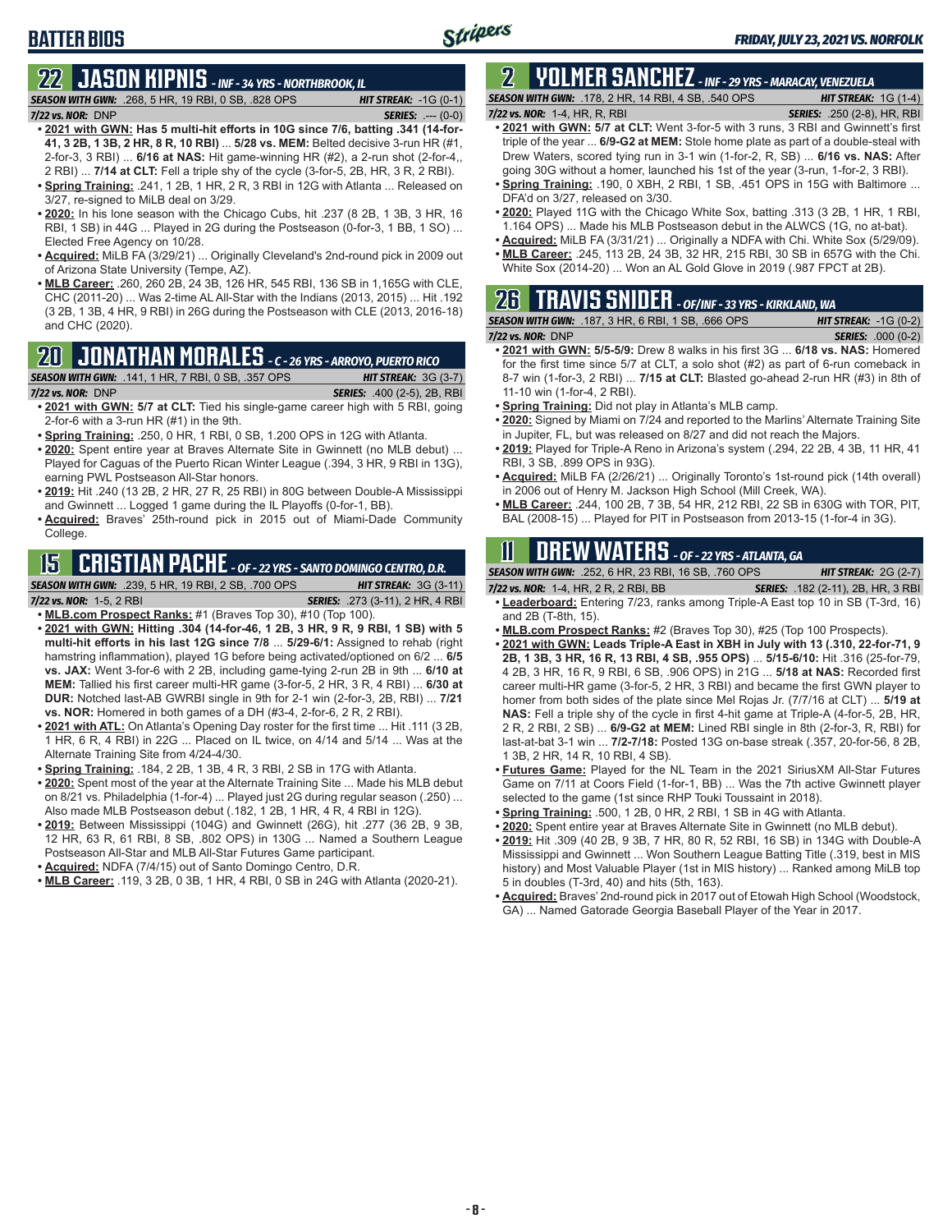# BATTER BIOS

## 22 JASON KIPNIS - INF - 34 YRS - NORTHBROOK, IL

**SEASON WITH GWN:** .268, 5 HR, 19 RBI, 0 SB, .828 OPS **HIT STREAK:** -1G (0-1)
**7/22 vs. NOR:** DNP **SERIES:** .--- (0-0)

- **2021 with GWN: Has 5 multi-hit efforts in 10G since 7/6, batting .341 (14-for-41, 3 2B, 1 3B, 2 HR, 8 R, 10 RBI)** ... **5/28 vs. MEM:** Belted decisive 3-run HR (#1, 2-for-3, 3 RBI) ... **6/16 at NAS:** Hit game-winning HR (#2), a 2-run shot (2-for-4,, 2 RBI) ... **7/14 at CLT:** Fell a triple shy of the cycle (3-for-5, 2B, HR, 3 R, 2 RBI).
- **Spring Training:** .241, 1 2B, 1 HR, 2 R, 3 RBI in 12G with Atlanta ... Released on 3/27, re-signed to MiLB deal on 3/29.
- **2020:** In his lone season with the Chicago Cubs, hit .237 (8 2B, 1 3B, 3 HR, 16 RBI, 1 SB) in 44G ... Played in 2G during the Postseason (0-for-3, 1 BB, 1 SO) ... Elected Free Agency on 10/28.
- **Acquired:** MiLB FA (3/29/21) ... Originally Cleveland's 2nd-round pick in 2009 out of Arizona State University (Tempe, AZ).
- **MLB Career:** .260, 260 2B, 24 3B, 126 HR, 545 RBI, 136 SB in 1,165G with CLE, CHC (2011-20) ... Was 2-time AL All-Star with the Indians (2013, 2015) ... Hit .192 (3 2B, 1 3B, 4 HR, 9 RBI) in 26G during the Postseason with CLE (2013, 2016-18) and CHC (2020).

## 20 JONATHAN MORALES - C - 26 YRS - ARROYO, PUERTO RICO

**SEASON WITH GWN:** .141, 1 HR, 7 RBI, 0 SB, .357 OPS **HIT STREAK:** 3G (3-7)
**7/22 vs. NOR:** DNP **SERIES:** .400 (2-5), 2B, RBI

- **2021 with GWN: 5/7 at CLT:** Tied his single-game career high with 5 RBI, going 2-for-6 with a 3-run HR (#1) in the 9th.
- **Spring Training:** .250, 0 HR, 1 RBI, 0 SB, 1.200 OPS in 12G with Atlanta.
- **2020:** Spent entire year at Braves Alternate Site in Gwinnett (no MLB debut) ... Played for Caguas of the Puerto Rican Winter League (.394, 3 HR, 9 RBI in 13G), earning PWL Postseason All-Star honors.
- **2019:** Hit .240 (13 2B, 2 HR, 27 R, 25 RBI) in 80G between Double-A Mississippi and Gwinnett ... Logged 1 game during the IL Playoffs (0-for-1, BB).
- **Acquired:** Braves' 25th-round pick in 2015 out of Miami-Dade Community College.

## 15 CRISTIAN PACHE - OF - 22 YRS - SANTO DOMINGO CENTRO, D.R.

**SEASON WITH GWN:** .239, 5 HR, 19 RBI, 2 SB, .700 OPS **HIT STREAK:** 3G (3-11)
**7/22 vs. NOR:** 1-5, 2 RBI **SERIES:** .273 (3-11), 2 HR, 4 RBI

- **MLB.com Prospect Ranks:** #1 (Braves Top 30), #10 (Top 100).
- **2021 with GWN: Hitting .304 (14-for-46, 1 2B, 3 HR, 9 R, 9 RBI, 1 SB) with 5 multi-hit efforts in his last 12G since 7/8** ... **5/29-6/1:** Assigned to rehab (right hamstring inflammation), played 1G before being activated/optioned on 6/2 ... **6/5 vs. JAX:** Went 3-for-6 with 2 2B, including game-tying 2-run 2B in 9th ... **6/10 at MEM:** Tallied his first career multi-HR game (3-for-5, 2 HR, 3 R, 4 RBI) ... **6/30 at DUR:** Notched last-AB GWRBI single in 9th for 2-1 win (2-for-3, 2B, RBI) ... **7/21 vs. NOR:** Homered in both games of a DH (#3-4, 2-for-6, 2 R, 2 RBI).
- **2021 with ATL:** On Atlanta's Opening Day roster for the first time ... Hit .111 (3 2B, 1 HR, 6 R, 4 RBI) in 22G ... Placed on IL twice, on 4/14 and 5/14 ... Was at the Alternate Training Site from 4/24-4/30.
- **Spring Training:** .184, 2 2B, 1 3B, 4 R, 3 RBI, 2 SB in 17G with Atlanta.
- **2020:** Spent most of the year at the Alternate Training Site ... Made his MLB debut on 8/21 vs. Philadelphia (1-for-4) ... Played just 2G during regular season (.250) ... Also made MLB Postseason debut (.182, 1 2B, 1 HR, 4 R, 4 RBI in 12G).
- **2019:** Between Mississippi (104G) and Gwinnett (26G), hit .277 (36 2B, 9 3B, 12 HR, 63 R, 61 RBI, 8 SB, .802 OPS) in 130G ... Named a Southern League Postseason All-Star and MLB All-Star Futures Game participant.
- **Acquired:** NDFA (7/4/15) out of Santo Domingo Centro, D.R.
- **MLB Career:** .119, 3 2B, 0 3B, 1 HR, 4 RBI, 0 SB in 24G with Atlanta (2020-21).

## 2 YOLMER SANCHEZ - INF - 29 YRS - MARACAY, VENEZUELA

**SEASON WITH GWN:** .178, 2 HR, 14 RBI, 4 SB, .540 OPS **HIT STREAK:** 1G (1-4)
**7/22 vs. NOR:** 1-4, HR, R, RBI **SERIES:** .250 (2-8), HR, RBI

- **2021 with GWN: 5/7 at CLT:** Went 3-for-5 with 3 runs, 3 RBI and Gwinnett's first triple of the year ... **6/9-G2 at MEM:** Stole home plate as part of a double-steal with Drew Waters, scored tying run in 3-1 win (1-for-2, R, SB) ... **6/16 vs. NAS:** After going 30G without a homer, launched his 1st of the year (3-run, 1-for-2, 3 RBI).
- **Spring Training:** .190, 0 XBH, 2 RBI, 1 SB, .451 OPS in 15G with Baltimore ... DFA'd on 3/27, released on 3/30.
- **2020:** Played 11G with the Chicago White Sox, batting .313 (3 2B, 1 HR, 1 RBI, 1.164 OPS) ... Made his MLB Postseason debut in the ALWCS (1G, no at-bat).
- **Acquired:** MiLB FA (3/31/21) ... Originally a NDFA with Chi. White Sox (5/29/09).
- **MLB Career:** .245, 113 2B, 24 3B, 32 HR, 215 RBI, 30 SB in 657G with the Chi. White Sox (2014-20) ... Won an AL Gold Glove in 2019 (.987 FPCT at 2B).

## 26 TRAVIS SNIDER - OF/INF - 33 YRS - KIRKLAND, WA

**SEASON WITH GWN:** .187, 3 HR, 6 RBI, 1 SB, .666 OPS **HIT STREAK:** -1G (0-2)
**7/22 vs. NOR:** DNP **SERIES:** .000 (0-2)

- **2021 with GWN: 5/5-5/9:** Drew 8 walks in his first 3G ... **6/18 vs. NAS:** Homered for the first time since 5/7 at CLT, a solo shot (#2) as part of 6-run comeback in 8-7 win (1-for-3, 2 RBI) ... **7/15 at CLT:** Blasted go-ahead 2-run HR (#3) in 8th of 11-10 win (1-for-4, 2 RBI).
- **Spring Training:** Did not play in Atlanta's MLB camp.
- **2020:** Signed by Miami on 7/24 and reported to the Marlins' Alternate Training Site in Jupiter, FL, but was released on 8/27 and did not reach the Majors.
- **2019:** Played for Triple-A Reno in Arizona's system (.294, 22 2B, 4 3B, 11 HR, 41 RBI, 3 SB, .899 OPS in 93G).
- **Acquired:** MiLB FA (2/26/21) ... Originally Toronto's 1st-round pick (14th overall) in 2006 out of Henry M. Jackson High School (Mill Creek, WA).
- **MLB Career:** .244, 100 2B, 7 3B, 54 HR, 212 RBI, 22 SB in 630G with TOR, PIT, BAL (2008-15) ... Played for PIT in Postseason from 2013-15 (1-for-4 in 3G).

## 11 DREW WATERS - OF - 22 YRS - ATLANTA, GA

**SEASON WITH GWN:** .252, 6 HR, 23 RBI, 16 SB, .760 OPS **HIT STREAK:** 2G (2-7)
**7/22 vs. NOR:** 1-4, HR, 2 R, 2 RBI, BB **SERIES:** .182 (2-11), 2B, HR, 3 RBI

- **Leaderboard:** Entering 7/23, ranks among Triple-A East top 10 in SB (T-3rd, 16) and 2B (T-8th, 15).
- **MLB.com Prospect Ranks:** #2 (Braves Top 30), #25 (Top 100 Prospects).
- **2021 with GWN: Leads Triple-A East in XBH in July with 13 (.310, 22-for-71, 9 2B, 1 3B, 3 HR, 16 R, 13 RBI, 4 SB, .955 OPS)** ... **5/15-6/10:** Hit .316 (25-for-79, 4 2B, 3 HR, 16 R, 9 RBI, 6 SB, .906 OPS) in 21G ... **5/18 at NAS:** Recorded first career multi-HR game (3-for-5, 2 HR, 3 RBI) and became the first GWN player to homer from both sides of the plate since Mel Rojas Jr. (7/7/16 at CLT) ... **5/19 at NAS:** Fell a triple shy of the cycle in first 4-hit game at Triple-A (4-for-5, 2B, HR, 2 R, 2 RBI, 2 SB) ... **6/9-G2 at MEM:** Lined RBI single in 8th (2-for-3, R, RBI) for last-at-bat 3-1 win ... **7/2-7/18:** Posted 13G on-base streak (.357, 20-for-56, 8 2B, 1 3B, 2 HR, 14 R, 10 RBI, 4 SB).
- **Futures Game:** Played for the NL Team in the 2021 SiriusXM All-Star Futures Game on 7/11 at Coors Field (1-for-1, BB) ... Was the 7th active Gwinnett player selected to the game (1st since RHP Touki Toussaint in 2018).
- **Spring Training:** .500, 1 2B, 0 HR, 2 RBI, 1 SB in 4G with Atlanta.
- **2020:** Spent entire year at Braves Alternate Site in Gwinnett (no MLB debut).
- **2019:** Hit .309 (40 2B, 9 3B, 7 HR, 80 R, 52 RBI, 16 SB) in 134G with Double-A Mississippi and Gwinnett ... Won Southern League Batting Title (.319, best in MIS history) and Most Valuable Player (1st in MIS history) ... Ranked among MiLB top 5 in doubles (T-3rd, 40) and hits (5th, 163).
- **Acquired:** Braves' 2nd-round pick in 2017 out of Etowah High School (Woodstock, GA) ... Named Gatorade Georgia Baseball Player of the Year in 2017.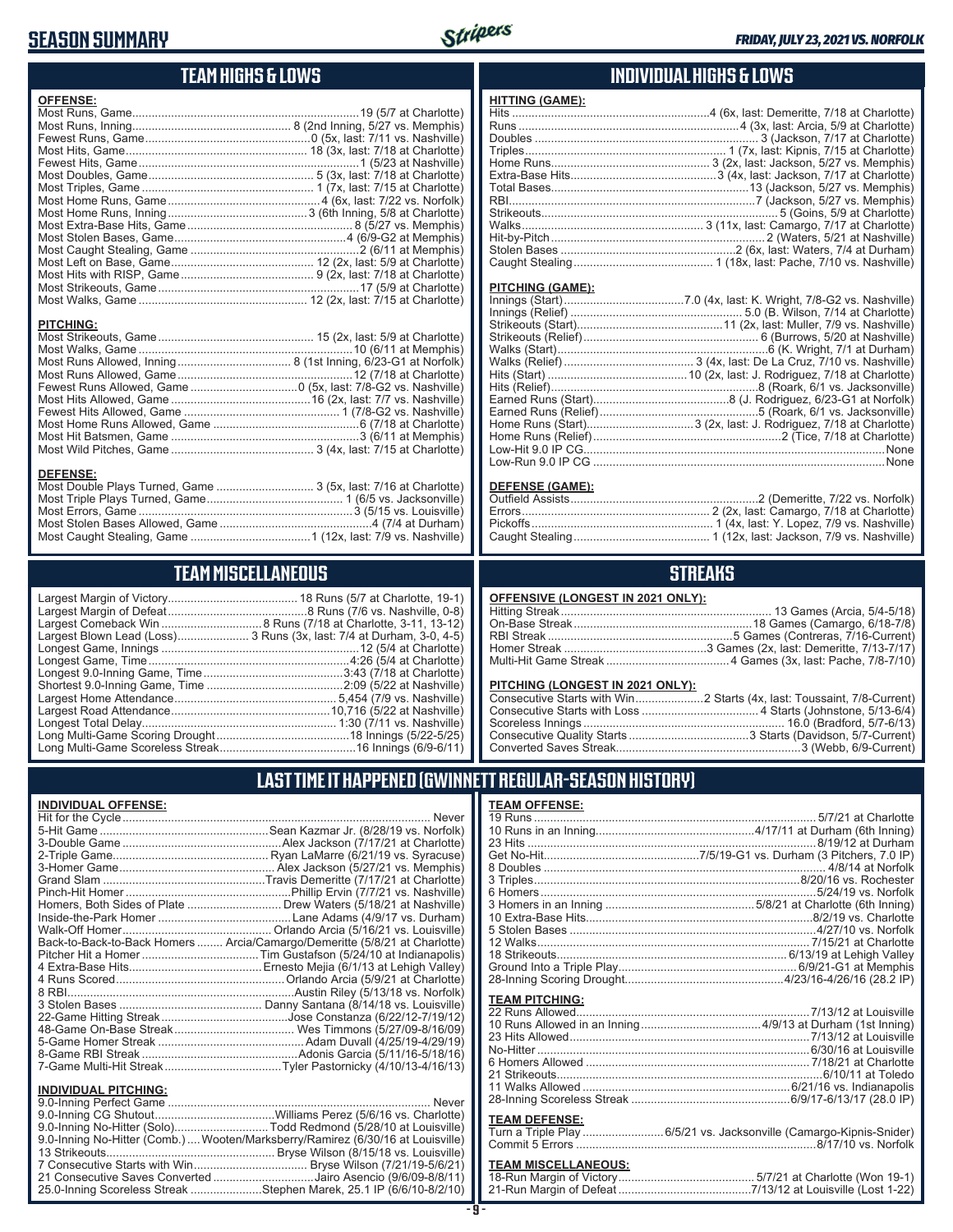# SEASON SUMMARY

*FRIDAY, JULY 23, 2021 VS. NORFOLK*

## TEAM HIGHS & LOWS

**OFFENSE:**

| | |
|---|---|
| Most Runs, Game | 19 (5/7 at Charlotte) |
| Most Runs, Inning | 8 (2nd Inning, 5/27 vs. Memphis) |
| Fewest Runs, Game | 0 (5x, last: 7/11 vs. Nashville) |
| Most Hits, Game | 18 (3x, last: 7/18 at Charlotte) |
| Fewest Hits, Game | 1 (5/23 at Nashville) |
| Most Doubles, Game | 5 (3x, last: 7/18 at Charlotte) |
| Most Triples, Game | 1 (7x, last: 7/15 at Charlotte) |
| Most Home Runs, Game | 4 (6x, last: 7/22 vs. Norfolk) |
| Most Home Runs, Inning | 3 (6th Inning, 5/8 at Charlotte) |
| Most Extra-Base Hits, Game | 8 (5/27 vs. Memphis) |
| Most Stolen Bases, Game | 4 (6/9-G2 at Memphis) |
| Most Caught Stealing, Game | 2 (6/11 at Memphis) |
| Most Left on Base, Game | 12 (2x, last: 5/9 at Charlotte) |
| Most Hits with RISP, Game | 9 (2x, last: 7/18 at Charlotte) |
| Most Strikeouts, Game | 17 (5/9 at Charlotte) |
| Most Walks, Game | 12 (2x, last: 7/15 at Charlotte) |

**PITCHING:**

| | |
|---|---|
| Most Strikeouts, Game | 15 (2x, last: 5/9 at Charlotte) |
| Most Walks, Game | 10 (6/11 at Memphis) |
| Most Runs Allowed, Inning | 8 (1st Inning, 6/23-G1 at Norfolk) |
| Most Runs Allowed, Game | 12 (7/18 at Charlotte) |
| Fewest Runs Allowed, Game | 0 (5x, last: 7/8-G2 vs. Nashville) |
| Most Hits Allowed, Game | 16 (2x, last: 7/7 vs. Nashville) |
| Fewest Hits Allowed, Game | 1 (7/8-G2 vs. Nashville) |
| Most Home Runs Allowed, Game | 6 (7/18 at Charlotte) |
| Most Hit Batsmen, Game | 3 (6/11 at Memphis) |
| Most Wild Pitches, Game | 3 (4x, last: 7/15 at Charlotte) |

**DEFENSE:**

| | |
|---|---|
| Most Double Plays Turned, Game | 3 (5x, last: 7/16 at Charlotte) |
| Most Triple Plays Turned, Game | 1 (6/5 vs. Jacksonville) |
| Most Errors, Game | 3 (5/15 vs. Louisville) |
| Most Stolen Bases Allowed, Game | 4 (7/4 at Durham) |
| Most Caught Stealing, Game | 1 (12x, last: 7/9 vs. Nashville) |

## INDIVIDUAL HIGHS & LOWS

**HITTING (GAME):**

| | |
|---|---|
| Hits | 4 (6x, last: Demeritte, 7/18 at Charlotte) |
| Runs | 4 (3x, last: Arcia, 5/9 at Charlotte) |
| Doubles | 3 (Jackson, 7/17 at Charlotte) |
| Triples | 1 (7x, last: Kipnis, 7/15 at Charlotte) |
| Home Runs | 3 (2x, last: Jackson, 5/27 vs. Memphis) |
| Extra-Base Hits | 3 (4x, last: Jackson, 7/17 at Charlotte) |
| Total Bases | 13 (Jackson, 5/27 vs. Memphis) |
| RBI | 7 (Jackson, 5/27 vs. Memphis) |
| Strikeouts | 5 (Goins, 5/9 at Charlotte) |
| Walks | 3 (11x, last: Camargo, 7/17 at Charlotte) |
| Hit-by-Pitch | 2 (Waters, 5/21 at Nashville) |
| Stolen Bases | 2 (6x, last: Waters, 7/4 at Durham) |
| Caught Stealing | 1 (18x, last: Pache, 7/10 vs. Nashville) |

**PITCHING (GAME):**

| | |
|---|---|
| Innings (Start) | 7.0 (4x, last: K. Wright, 7/8-G2 vs. Nashville) |
| Innings (Relief) | 5.0 (B. Wilson, 7/14 at Charlotte) |
| Strikeouts (Start) | 11 (2x, last: Muller, 7/9 vs. Nashville) |
| Strikeouts (Relief) | 6 (Burrows, 5/20 at Nashville) |
| Walks (Start) | 6 (K. Wright, 7/1 at Durham) |
| Walks (Relief) | 3 (4x, last: De La Cruz, 7/10 vs. Nashville) |
| Hits (Start) | 10 (2x, last: J. Rodriguez, 7/18 at Charlotte) |
| Hits (Relief) | 8 (Roark, 6/1 vs. Jacksonville) |
| Earned Runs (Start) | 8 (J. Rodriguez, 6/23-G1 at Norfolk) |
| Earned Runs (Relief) | 5 (Roark, 6/1 vs. Jacksonville) |
| Home Runs (Start) | 3 (2x, last: J. Rodriguez, 7/18 at Charlotte) |
| Home Runs (Relief) | 2 (Tice, 7/18 at Charlotte) |
| Low-Hit 9.0 IP CG | None |
| Low-Run 9.0 IP CG | None |

**DEFENSE (GAME):**

| | |
|---|---|
| Outfield Assists | 2 (Demeritte, 7/22 vs. Norfolk) |
| Errors | 2 (2x, last: Camargo, 7/18 at Charlotte) |
| Pickoffs | 1 (4x, last: Y. Lopez, 7/9 vs. Nashville) |
| Caught Stealing | 1 (12x, last: Jackson, 7/9 vs. Nashville) |

## TEAM MISCELLANEOUS

| | |
|---|---|
| Largest Margin of Victory | 18 Runs (5/7 at Charlotte, 19-1) |
| Largest Margin of Defeat | 8 Runs (7/6 vs. Nashville, 0-8) |
| Largest Comeback Win | 8 Runs (7/18 at Charlotte, 3-11, 13-12) |
| Largest Blown Lead (Loss) | 3 Runs (3x, last: 7/4 at Durham, 3-0, 4-5) |
| Longest Game, Innings | 12 (5/4 at Charlotte) |
| Longest Game, Time | 4:26 (5/4 at Charlotte) |
| Longest 9.0-Inning Game, Time | 3:43 (7/18 at Charlotte) |
| Shortest 9.0-Inning Game, Time | 2:09 (5/22 at Nashville) |
| Largest Home Attendance | 5,454 (7/9 vs. Nashville) |
| Largest Road Attendance | 10,716 (5/22 at Nashville) |
| Longest Total Delay | 1:30 (7/11 vs. Nashville) |
| Long Multi-Game Scoring Drought | 18 Innings (5/22-5/25) |
| Long Multi-Game Scoreless Streak | 16 Innings (6/9-6/11) |

## STREAKS

**OFFENSIVE (LONGEST IN 2021 ONLY):**

| | |
|---|---|
| Hitting Streak | 13 Games (Arcia, 5/4-5/18) |
| On-Base Streak | 18 Games (Camargo, 6/18-7/8) |
| RBI Streak | 5 Games (Contreras, 7/16-Current) |
| Homer Streak | 3 Games (2x, last: Demeritte, 7/13-7/17) |
| Multi-Hit Game Streak | 4 Games (3x, last: Pache, 7/8-7/10) |

**PITCHING (LONGEST IN 2021 ONLY):**

| | |
|---|---|
| Consecutive Starts with Win | 2 Starts (4x, last: Toussaint, 7/8-Current) |
| Consecutive Starts with Loss | 4 Starts (Johnstone, 5/13-6/4) |
| Scoreless Innings | 16.0 (Bradford, 5/7-6/13) |
| Consecutive Quality Starts | 3 Starts (Davidson, 5/7-Current) |
| Converted Saves Streak | 3 (Webb, 6/9-Current) |

## LAST TIME IT HAPPENED (GWINNETT REGULAR-SEASON HISTORY)

**INDIVIDUAL OFFENSE:**

| | |
|---|---|
| Hit for the Cycle | Never |
| 5-Hit Game | Sean Kazmar Jr. (8/28/19 vs. Norfolk) |
| 3-Double Game | Alex Jackson (7/17/21 at Charlotte) |
| 2-Triple Game | Ryan LaMarre (6/21/19 vs. Syracuse) |
| 3-Homer Game | Alex Jackson (5/27/21 vs. Memphis) |
| Grand Slam | Travis Demeritte (7/17/21 at Charlotte) |
| Pinch-Hit Homer | Phillip Ervin (7/7/21 vs. Nashville) |
| Homers, Both Sides of Plate | Drew Waters (5/18/21 at Nashville) |
| Inside-the-Park Homer | Lane Adams (4/9/17 vs. Durham) |
| Walk-Off Homer | Orlando Arcia (5/16/21 vs. Louisville) |
| Back-to-Back-to-Back Homers | Arcia/Camargo/Demeritte (5/8/21 at Charlotte) |
| Pitcher Hit a Homer | Tim Gustafson (5/24/10 at Indianapolis) |
| 4 Extra-Base Hits | Ernesto Mejia (6/1/13 at Lehigh Valley) |
| 4 Runs Scored | Orlando Arcia (5/9/21 at Charlotte) |
| 8 RBI | Austin Riley (5/13/18 vs. Norfolk) |
| 3 Stolen Bases | Danny Santana (8/14/18 vs. Louisville) |
| 22-Game Hitting Streak | Jose Constanza (6/22/12-7/19/12) |
| 48-Game On-Base Streak | Wes Timmons (5/27/09-8/16/09) |
| 5-Game Homer Streak | Adam Duvall (4/25/19-4/29/19) |
| 8-Game RBI Streak | Adonis Garcia (5/11/16-5/18/16) |
| 7-Game Multi-Hit Streak | Tyler Pastornicky (4/10/13-4/16/13) |

**INDIVIDUAL PITCHING:**

| | |
|---|---|
| 9.0-Inning Perfect Game | Never |
| 9.0-Inning CG Shutout | Williams Perez (5/6/16 vs. Charlotte) |
| 9.0-Inning No-Hitter (Solo) | Todd Redmond (5/28/10 at Louisville) |
| 9.0-Inning No-Hitter (Comb.) | Wooten/Marksberry/Ramirez (6/30/16 at Louisville) |
| 13 Strikeouts | Bryse Wilson (8/15/18 vs. Louisville) |
| 7 Consecutive Starts with Win | Bryse Wilson (7/21/19-5/6/21) |
| 21 Consecutive Saves Converted | Jairo Asencio (9/6/09-8/8/11) |
| 25.0-Inning Scoreless Streak | Stephen Marek, 25.1 IP (6/6/10-8/2/10) |

**TEAM OFFENSE:**

| | |
|---|---|
| 19 Runs | 5/7/21 at Charlotte |
| 10 Runs in an Inning | 4/17/11 at Durham (6th Inning) |
| 23 Hits | 8/19/12 at Durham |
| Get No-Hit | 7/5/19-G1 vs. Durham (3 Pitchers, 7.0 IP) |
| 8 Doubles | 4/8/14 at Norfolk |
| 3 Triples | 8/20/16 vs. Rochester |
| 6 Homers | 5/24/19 vs. Norfolk |
| 3 Homers in an Inning | 5/8/21 at Charlotte (6th Inning) |
| 10 Extra-Base Hits | 8/2/19 vs. Charlotte |
| 5 Stolen Bases | 4/27/10 vs. Norfolk |
| 12 Walks | 7/15/21 at Charlotte |
| 18 Strikeouts | 6/13/19 at Lehigh Valley |
| Ground Into a Triple Play | 6/9/21-G1 at Memphis |
| 28-Inning Scoring Drought | 4/23/16-4/26/16 (28.2 IP) |

**TEAM PITCHING:**

| | |
|---|---|
| 22 Runs Allowed | 7/13/12 at Louisville |
| 10 Runs Allowed in an Inning | 4/9/13 at Durham (1st Inning) |
| 23 Hits Allowed | 7/13/12 at Louisville |
| No-Hitter | 6/30/16 at Louisville |
| 6 Homers Allowed | 7/18/21 at Charlotte |
| 21 Strikeouts | 6/10/11 at Toledo |
| 11 Walks Allowed | 6/21/16 vs. Indianapolis |
| 28-Inning Scoreless Streak | 6/9/17-6/13/17 (28.0 IP) |

**TEAM DEFENSE:**

| | |
|---|---|
| Turn a Triple Play | 6/5/21 vs. Jacksonville (Camargo-Kipnis-Snider) |
| Commit 5 Errors | 8/17/10 vs. Norfolk |

**TEAM MISCELLANEOUS:**

| | |
|---|---|
| 18-Run Margin of Victory | 5/7/21 at Charlotte (Won 19-1) |
| 21-Run Margin of Defeat | 7/13/12 at Louisville (Lost 1-22) |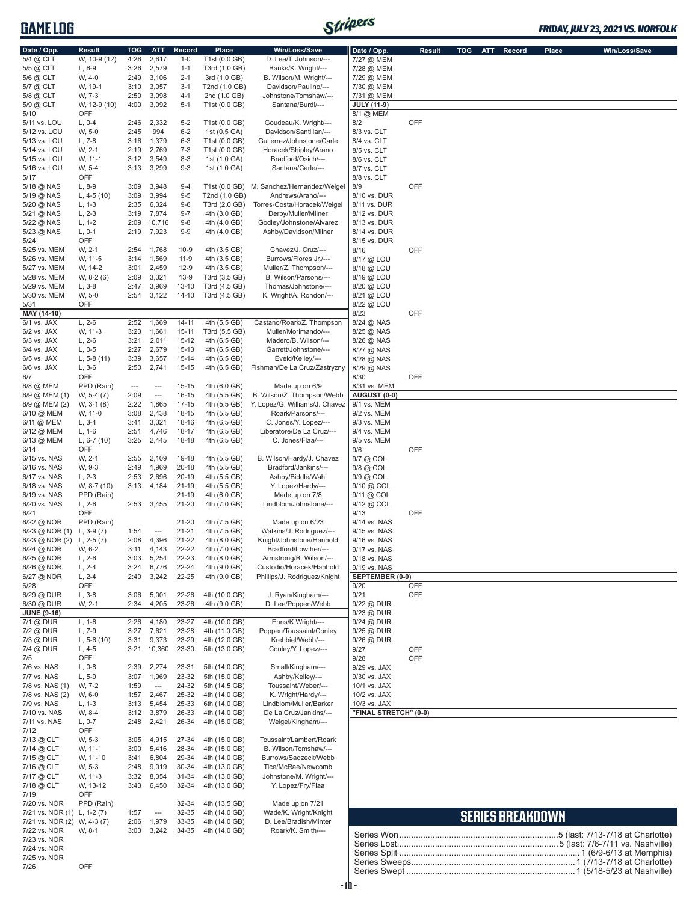# GAME LOG

*FRIDAY, JULY 23, 2021 VS. NORFOLK*

| Date / Opp. | Result | TOG | ATT | Record | Place | Win/Loss/Save |
|---|---|---|---|---|---|---|
| 5/4 @ CLT | W, 10-9 (12) | 4:26 | 2,617 | 1-0 | T1st (0.0 GB) | D. Lee/T. Johnson/--- |
| 5/5 @ CLT | L, 6-9 | 3:26 | 2,579 | 1-1 | T3rd (1.0 GB) | Banks/K. Wright/--- |
| 5/6 @ CLT | W, 4-0 | 2:49 | 3,106 | 2-1 | 3rd (1.0 GB) | B. Wilson/M. Wright/--- |
| 5/7 @ CLT | W, 19-1 | 3:10 | 3,057 | 3-1 | T2nd (1.0 GB) | Davidson/Paulino/--- |
| 5/8 @ CLT | W, 7-3 | 2:50 | 3,098 | 4-1 | 2nd (1.0 GB) | Johnstone/Tomshaw/--- |
| 5/9 @ CLT | W, 12-9 (10) | 4:00 | 3,092 | 5-1 | T1st (0.0 GB) | Santana/Burdi/--- |
| 5/10 | OFF | | | | | |
| 5/11 vs. LOU | L, 0-4 | 2:46 | 2,332 | 5-2 | T1st (0.0 GB) | Goudeau/K. Wright/--- |
| 5/12 vs. LOU | W, 5-0 | 2:45 | 994 | 6-2 | 1st (0.5 GA) | Davidson/Santillan/--- |
| 5/13 vs. LOU | L, 7-8 | 3:16 | 1,379 | 6-3 | T1st (0.0 GB) | Gutierrez/Johnstone/Carle |
| 5/14 vs. LOU | W, 2-1 | 2:19 | 2,769 | 7-3 | T1st (0.0 GB) | Horacek/Shipley/Arano |
| 5/15 vs. LOU | W, 11-1 | 3:12 | 3,549 | 8-3 | 1st (1.0 GA) | Bradford/Osich/--- |
| 5/16 vs. LOU | W, 5-4 | 3:13 | 3,299 | 9-3 | 1st (1.0 GA) | Santana/Carle/--- |
| 5/17 | OFF | | | | | |
| 5/18 @ NAS | L, 8-9 | 3:09 | 3,948 | 9-4 | T1st (0.0 GB) | M. Sanchez/Hernandez/Weigel |
| 5/19 @ NAS | L, 4-5 (10) | 3:09 | 3,994 | 9-5 | T2nd (1.0 GB) | Andrews/Arano/--- |
| 5/20 @ NAS | L, 1-3 | 2:35 | 6,324 | 9-6 | T3rd (2.0 GB) | Torres-Costa/Horacek/Weigel |
| 5/21 @ NAS | L, 2-3 | 3:19 | 7,874 | 9-7 | 4th (3.0 GB) | Derby/Muller/Milner |
| 5/22 @ NAS | L, 1-2 | 2:09 | 10,716 | 9-8 | 4th (4.0 GB) | Godley/Johnstone/Alvarez |
| 5/23 @ NAS | L, 0-1 | 2:19 | 7,923 | 9-9 | 4th (4.0 GB) | Ashby/Davidson/Milner |
| 5/24 | OFF | | | | | |
| 5/25 vs. MEM | W, 2-1 | 2:54 | 1,768 | 10-9 | 4th (3.5 GB) | Chavez/J. Cruz/--- |
| 5/26 vs. MEM | W, 11-5 | 3:14 | 1,569 | 11-9 | 4th (3.5 GB) | Burrows/Flores Jr./--- |
| 5/27 vs. MEM | W, 14-2 | 3:01 | 2,459 | 12-9 | 4th (3.5 GB) | Muller/Z. Thompson/--- |
| 5/28 vs. MEM | W, 8-2 (6) | 2:09 | 3,321 | 13-9 | T3rd (3.5 GB) | B. Wilson/Parsons/--- |
| 5/29 vs. MEM | L, 3-8 | 2:47 | 3,969 | 13-10 | T3rd (4.5 GB) | Thomas/Johnstone/--- |
| 5/30 vs. MEM | W, 5-0 | 2:54 | 3,122 | 14-10 | T3rd (4.5 GB) | K. Wright/A. Rondon/--- |
| 5/31 | OFF | | | | | |
| **MAY (14-10)** | | | | | | |
| 6/1 vs. JAX | L, 2-6 | 2:52 | 1,669 | 14-11 | 4th (5.5 GB) | Castano/Roark/Z. Thompson |
| 6/2 vs. JAX | W, 11-3 | 3:23 | 1,661 | 15-11 | T3rd (5.5 GB) | Muller/Morimando/--- |
| 6/3 vs. JAX | L, 2-6 | 3:21 | 2,011 | 15-12 | 4th (6.5 GB) | Madero/B. Wilson/--- |
| 6/4 vs. JAX | L, 0-5 | 2:27 | 2,679 | 15-13 | 4th (6.5 GB) | Garrett/Johnstone/--- |
| 6/5 vs. JAX | L, 5-8 (11) | 3:39 | 3,657 | 15-14 | 4th (6.5 GB) | Eveld/Kelley/--- |
| 6/6 vs. JAX | L, 3-6 | 2:50 | 2,741 | 15-15 | 4th (6.5 GB) | Fishman/De La Cruz/Zastryzny |
| 6/7 | OFF | | | | | |
| 6/8 @ MEM | PPD (Rain) | --- | --- | 15-15 | 4th (6.0 GB) | Made up on 6/9 |
| 6/9 @ MEM (1) | W, 5-4 (7) | 2:09 | --- | 16-15 | 4th (5.5 GB) | B. Wilson/Z. Thompson/Webb |
| 6/9 @ MEM (2) | W, 3-1 (8) | 2:22 | 1,865 | 17-15 | 4th (5.5 GB) | Y. Lopez/G. Williams/J. Chavez |
| 6/10 @ MEM | W, 11-0 | 3:08 | 2,438 | 18-15 | 4th (5.5 GB) | Roark/Parsons/--- |
| 6/11 @ MEM | L, 3-4 | 3:41 | 3,321 | 18-16 | 4th (6.5 GB) | C. Jones/Y. Lopez/--- |
| 6/12 @ MEM | L, 1-6 | 2:51 | 4,746 | 18-17 | 4th (6.5 GB) | Liberatore/De La Cruz/--- |
| 6/13 @ MEM | L, 6-7 (10) | 3:25 | 2,445 | 18-18 | 4th (6.5 GB) | C. Jones/Flaa/--- |
| 6/14 | OFF | | | | | |
| 6/15 vs. NAS | W, 2-1 | 2:55 | 2,109 | 19-18 | 4th (5.5 GB) | B. Wilson/Hardy/J. Chavez |
| 6/16 vs. NAS | W, 9-3 | 2:49 | 1,969 | 20-18 | 4th (5.5 GB) | Bradford/Jankins/--- |
| 6/17 vs. NAS | L, 2-3 | 2:53 | 2,696 | 20-19 | 4th (5.5 GB) | Ashby/Biddle/Wahl |
| 6/18 vs. NAS | W, 8-7 (10) | 3:13 | 4,184 | 21-19 | 4th (5.5 GB) | Y. Lopez/Hardy/--- |
| 6/19 vs. NAS | PPD (Rain) | | | 21-19 | 4th (6.0 GB) | Made up on 7/8 |
| 6/20 vs. NAS | L, 2-6 | 2:53 | 3,455 | 21-20 | 4th (7.0 GB) | Lindblom/Johnstone/--- |
| 6/21 | OFF | | | | | |
| 6/22 @ NOR | PPD (Rain) | | | 21-20 | 4th (7.5 GB) | Made up on 6/23 |
| 6/23 @ NOR (1) | L, 3-9 (7) | 1:54 | --- | 21-21 | 4th (7.5 GB) | Watkins/J. Rodriguez/--- |
| 6/23 @ NOR (2) | L, 2-5 (7) | 2:08 | 4,396 | 21-22 | 4th (8.0 GB) | Knight/Johnstone/Hanhold |
| 6/24 @ NOR | W, 6-2 | 3:11 | 4,143 | 22-22 | 4th (7.0 GB) | Bradford/Lowther/--- |
| 6/25 @ NOR | L, 2-6 | 3:03 | 5,254 | 22-23 | 4th (8.0 GB) | Armstrong/B. Wilson/--- |
| 6/26 @ NOR | L, 2-4 | 3:24 | 6,776 | 22-24 | 4th (9.0 GB) | Custodio/Horacek/Hanhold |
| 6/27 @ NOR | L, 2-4 | 2:40 | 3,242 | 22-25 | 4th (9.0 GB) | Phillips/J. Rodriguez/Knight |
| 6/28 | OFF | | | | | |
| 6/29 @ DUR | L, 3-8 | 3:06 | 5,001 | 22-26 | 4th (10.0 GB) | J. Ryan/Kingham/--- |
| 6/30 @ DUR | W, 2-1 | 2:34 | 4,205 | 23-26 | 4th (9.0 GB) | D. Lee/Poppen/Webb |
| **JUNE (9-16)** | | | | | | |
| 7/1 @ DUR | L, 1-6 | 2:26 | 4,180 | 23-27 | 4th (10.0 GB) | Enns/K.Wright/--- |
| 7/2 @ DUR | L, 7-9 | 3:27 | 7,621 | 23-28 | 4th (11.0 GB) | Poppen/Toussaint/Conley |
| 7/3 @ DUR | L, 5-6 (10) | 3:31 | 9,373 | 23-29 | 4th (12.0 GB) | Krehbiel/Webb/--- |
| 7/4 @ DUR | L, 4-5 | 3:21 | 10,360 | 23-30 | 5th (13.0 GB) | Conley/Y. Lopez/--- |
| 7/5 | OFF | | | | | |
| 7/6 vs. NAS | L, 0-8 | 2:39 | 2,274 | 23-31 | 5th (14.0 GB) | Small/Kingham/--- |
| 7/7 vs. NAS | L, 5-9 | 3:07 | 1,969 | 23-32 | 5th (15.0 GB) | Ashby/Kelley/--- |
| 7/8 vs. NAS (1) | W, 7-2 | 1:59 | --- | 24-32 | 5th (14.5 GB) | Toussaint/Weber/--- |
| 7/8 vs. NAS (2) | W, 6-0 | 1:57 | 2,467 | 25-32 | 4th (14.0 GB) | K. Wright/Hardy/--- |
| 7/9 vs. NAS | L, 1-3 | 3:13 | 5,454 | 25-33 | 6th (14.0 GB) | Lindblom/Muller/Barker |
| 7/10 vs. NAS | W, 8-4 | 3:12 | 3,879 | 26-33 | 4th (14.0 GB) | De La Cruz/Jankins/--- |
| 7/11 vs. NAS | L, 0-7 | 2:48 | 2,421 | 26-34 | 4th (15.0 GB) | Weigel/Kingham/--- |
| 7/12 | OFF | | | | | |
| 7/13 @ CLT | W, 5-3 | 3:05 | 4,915 | 27-34 | 4th (15.0 GB) | Toussaint/Lambert/Roark |
| 7/14 @ CLT | W, 11-1 | 3:00 | 5,416 | 28-34 | 4th (15.0 GB) | B. Wilson/Tomshaw/--- |
| 7/15 @ CLT | W, 11-10 | 3:41 | 6,804 | 29-34 | 4th (14.0 GB) | Burrows/Sadzeck/Webb |
| 7/16 @ CLT | W, 5-3 | 2:48 | 9,019 | 30-34 | 4th (13.0 GB) | Tice/McRae/Newcomb |
| 7/17 @ CLT | W, 11-3 | 3:32 | 8,354 | 31-34 | 4th (13.0 GB) | Johnstone/M. Wright/--- |
| 7/18 @ CLT | W, 13-12 | 3:43 | 6,450 | 32-34 | 4th (13.0 GB) | Y. Lopez/Fry/Flaa |
| 7/19 | OFF | | | | | |
| 7/20 vs. NOR | PPD (Rain) | | | 32-34 | 4th (13.5 GB) | Made up on 7/21 |
| 7/21 vs. NOR (1) | L, 1-2 (7) | 1:57 | --- | 32-35 | 4th (14.0 GB) | Wade/K. Wright/Knight |
| 7/21 vs. NOR (2) | W, 4-3 (7) | 2:06 | 1,979 | 33-35 | 4th (14.0 GB) | D. Lee/Bradish/Minter |
| 7/22 vs. NOR | W, 8-1 | 3:03 | 3,242 | 34-35 | 4th (14.0 GB) | Roark/K. Smith/--- |
| 7/23 vs. NOR | | | | | | |
| 7/24 vs. NOR | | | | | | |
| 7/25 vs. NOR | | | | | | |
| 7/26 | OFF | | | | | |
| 7/27 @ MEM | | | | | | |
| 7/28 @ MEM | | | | | | |
| 7/29 @ MEM | | | | | | |
| 7/30 @ MEM | | | | | | |
| 7/31 @ MEM | | | | | | |
| **JULY (11-9)** | | | | | | |
| 8/1 @ MEM | | | | | | |
| 8/2 | OFF | | | | | |
| 8/3 vs. CLT | | | | | | |
| 8/4 vs. CLT | | | | | | |
| 8/5 vs. CLT | | | | | | |
| 8/6 vs. CLT | | | | | | |
| 8/7 vs. CLT | | | | | | |
| 8/8 vs. CLT | | | | | | |
| 8/9 | OFF | | | | | |
| 8/10 vs. DUR | | | | | | |
| 8/11 vs. DUR | | | | | | |
| 8/12 vs. DUR | | | | | | |
| 8/13 vs. DUR | | | | | | |
| 8/14 vs. DUR | | | | | | |
| 8/15 vs. DUR | | | | | | |
| 8/16 | OFF | | | | | |
| 8/17 @ LOU | | | | | | |
| 8/18 @ LOU | | | | | | |
| 8/19 @ LOU | | | | | | |
| 8/20 @ LOU | | | | | | |
| 8/21 @ LOU | | | | | | |
| 8/22 @ LOU | | | | | | |
| 8/23 | OFF | | | | | |
| 8/24 @ NAS | | | | | | |
| 8/25 @ NAS | | | | | | |
| 8/26 @ NAS | | | | | | |
| 8/27 @ NAS | | | | | | |
| 8/28 @ NAS | | | | | | |
| 8/29 @ NAS | | | | | | |
| 8/30 | OFF | | | | | |
| 8/31 vs. MEM | | | | | | |
| **AUGUST (0-0)** | | | | | | |
| 9/1 vs. MEM | | | | | | |
| 9/2 vs. MEM | | | | | | |
| 9/3 vs. MEM | | | | | | |
| 9/4 vs. MEM | | | | | | |
| 9/5 vs. MEM | | | | | | |
| 9/6 | OFF | | | | | |
| 9/7 @ COL | | | | | | |
| 9/8 @ COL | | | | | | |
| 9/9 @ COL | | | | | | |
| 9/10 @ COL | | | | | | |
| 9/11 @ COL | | | | | | |
| 9/12 @ COL | | | | | | |
| 9/13 | OFF | | | | | |
| 9/14 vs. NAS | | | | | | |
| 9/15 vs. NAS | | | | | | |
| 9/16 vs. NAS | | | | | | |
| 9/17 vs. NAS | | | | | | |
| 9/18 vs. NAS | | | | | | |
| 9/19 vs. NAS | | | | | | |
| **SEPTEMBER (0-0)** | | | | | | |
| 9/20 | OFF | | | | | |
| 9/21 | OFF | | | | | |
| 9/22 @ DUR | | | | | | |
| 9/23 @ DUR | | | | | | |
| 9/24 @ DUR | | | | | | |
| 9/25 @ DUR | | | | | | |
| 9/26 @ DUR | | | | | | |
| 9/27 | OFF | | | | | |
| 9/28 | OFF | | | | | |
| 9/29 vs. JAX | | | | | | |
| 9/30 vs. JAX | | | | | | |
| 10/1 vs. JAX | | | | | | |
| 10/2 vs. JAX | | | | | | |
| 10/3 vs. JAX | | | | | | |
| **"FINAL STRETCH" (0-0)** | | | | | | |

## SERIES BREAKDOWN

| | |
|---|---|
| Series Won | 5 (last: 7/13-7/18 at Charlotte) |
| Series Lost | 5 (last: 7/6-7/11 vs. Nashville) |
| Series Split | 1 (6/9-6/13 at Memphis) |
| Series Sweeps | 1 (7/13-7/18 at Charlotte) |
| Series Swept | 1 (5/18-5/23 at Nashville) |